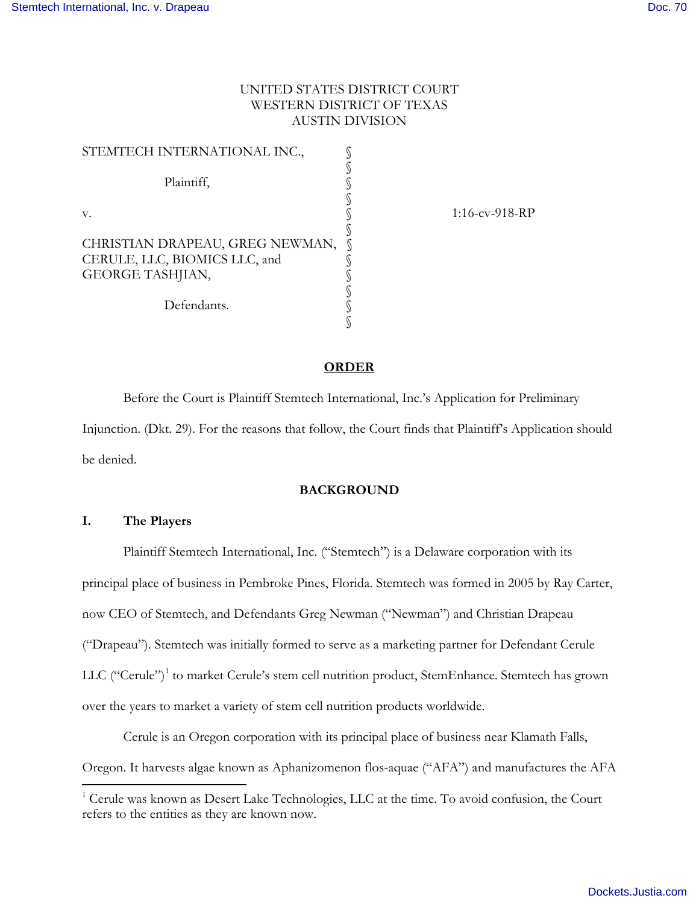UNITED STATES DISTRICT COURT
WESTERN DISTRICT OF TEXAS
AUSTIN DIVISION

| | | |
|---|---|---|
| STEMTECH INTERNATIONAL INC., Plaintiff, | § | |
| v. | § | 1:16-cv-918-RP |
| CHRISTIAN DRAPEAU, GREG NEWMAN, CERULE, LLC, BIOMICS LLC, and GEORGE TASHJIAN, Defendants. | § | |

## ORDER

Before the Court is Plaintiff Stemtech International, Inc.'s Application for Preliminary Injunction. (Dkt. 29). For the reasons that follow, the Court finds that Plaintiff's Application should be denied.

## BACKGROUND

### I. The Players

Plaintiff Stemtech International, Inc. ("Stemtech") is a Delaware corporation with its principal place of business in Pembroke Pines, Florida. Stemtech was formed in 2005 by Ray Carter, now CEO of Stemtech, and Defendants Greg Newman ("Newman") and Christian Drapeau ("Drapeau"). Stemtech was initially formed to serve as a marketing partner for Defendant Cerule LLC ("Cerule")[1] to market Cerule's stem cell nutrition product, StemEnhance. Stemtech has grown over the years to market a variety of stem cell nutrition products worldwide.

Cerule is an Oregon corporation with its principal place of business near Klamath Falls, Oregon. It harvests algae known as Aphanizomenon flos-aquae ("AFA") and manufactures the AFA

[1] Cerule was known as Desert Lake Technologies, LLC at the time. To avoid confusion, the Court refers to the entities as they are known now.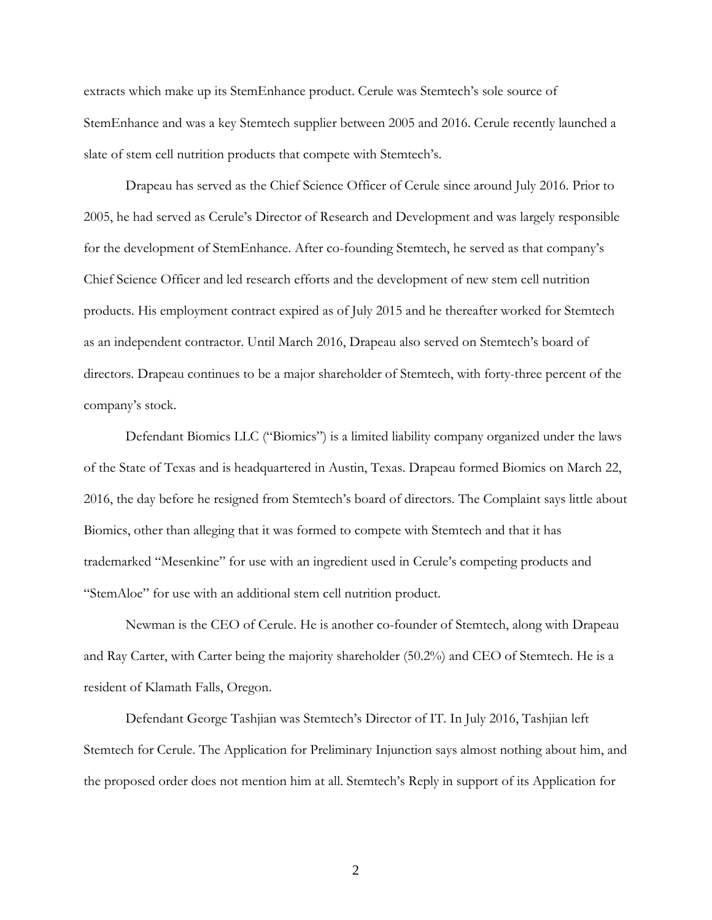extracts which make up its StemEnhance product. Cerule was Stemtech's sole source of StemEnhance and was a key Stemtech supplier between 2005 and 2016. Cerule recently launched a slate of stem cell nutrition products that compete with Stemtech's.

Drapeau has served as the Chief Science Officer of Cerule since around July 2016. Prior to 2005, he had served as Cerule's Director of Research and Development and was largely responsible for the development of StemEnhance. After co-founding Stemtech, he served as that company's Chief Science Officer and led research efforts and the development of new stem cell nutrition products. His employment contract expired as of July 2015 and he thereafter worked for Stemtech as an independent contractor. Until March 2016, Drapeau also served on Stemtech's board of directors. Drapeau continues to be a major shareholder of Stemtech, with forty-three percent of the company's stock.

Defendant Biomics LLC ("Biomics") is a limited liability company organized under the laws of the State of Texas and is headquartered in Austin, Texas. Drapeau formed Biomics on March 22, 2016, the day before he resigned from Stemtech's board of directors. The Complaint says little about Biomics, other than alleging that it was formed to compete with Stemtech and that it has trademarked "Mesenkine" for use with an ingredient used in Cerule's competing products and "StemAloe" for use with an additional stem cell nutrition product.

Newman is the CEO of Cerule. He is another co-founder of Stemtech, along with Drapeau and Ray Carter, with Carter being the majority shareholder (50.2%) and CEO of Stemtech. He is a resident of Klamath Falls, Oregon.

Defendant George Tashjian was Stemtech's Director of IT. In July 2016, Tashjian left Stemtech for Cerule. The Application for Preliminary Injunction says almost nothing about him, and the proposed order does not mention him at all. Stemtech's Reply in support of its Application for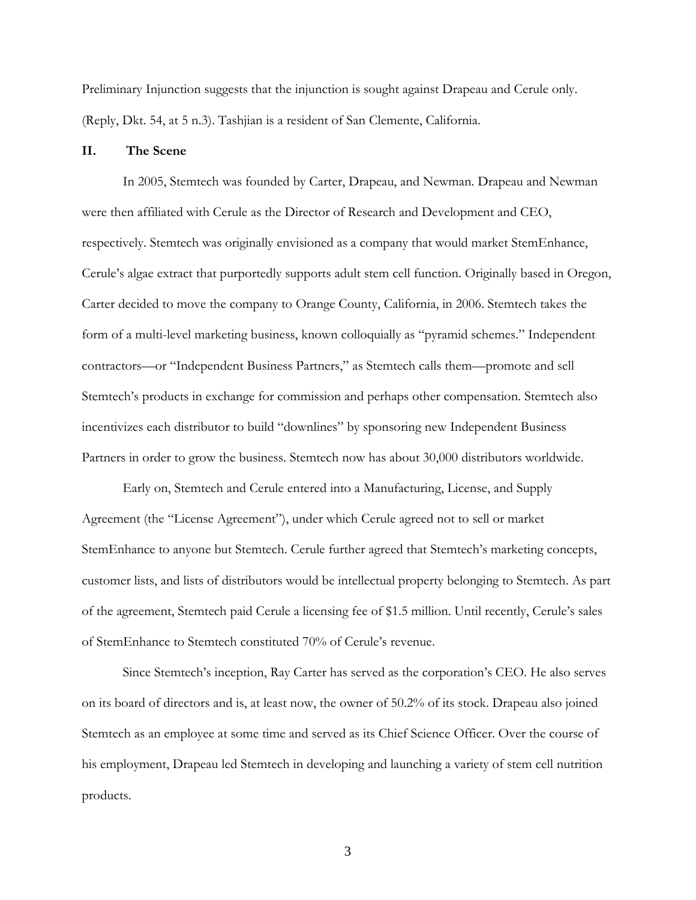Preliminary Injunction suggests that the injunction is sought against Drapeau and Cerule only. (Reply, Dkt. 54, at 5 n.3). Tashjian is a resident of San Clemente, California.

## II. The Scene

In 2005, Stemtech was founded by Carter, Drapeau, and Newman. Drapeau and Newman were then affiliated with Cerule as the Director of Research and Development and CEO, respectively. Stemtech was originally envisioned as a company that would market StemEnhance, Cerule's algae extract that purportedly supports adult stem cell function. Originally based in Oregon, Carter decided to move the company to Orange County, California, in 2006. Stemtech takes the form of a multi-level marketing business, known colloquially as "pyramid schemes." Independent contractors—or "Independent Business Partners," as Stemtech calls them—promote and sell Stemtech's products in exchange for commission and perhaps other compensation. Stemtech also incentivizes each distributor to build "downlines" by sponsoring new Independent Business Partners in order to grow the business. Stemtech now has about 30,000 distributors worldwide.

Early on, Stemtech and Cerule entered into a Manufacturing, License, and Supply Agreement (the "License Agreement"), under which Cerule agreed not to sell or market StemEnhance to anyone but Stemtech. Cerule further agreed that Stemtech's marketing concepts, customer lists, and lists of distributors would be intellectual property belonging to Stemtech. As part of the agreement, Stemtech paid Cerule a licensing fee of $1.5 million. Until recently, Cerule's sales of StemEnhance to Stemtech constituted 70% of Cerule's revenue.

Since Stemtech's inception, Ray Carter has served as the corporation's CEO. He also serves on its board of directors and is, at least now, the owner of 50.2% of its stock. Drapeau also joined Stemtech as an employee at some time and served as its Chief Science Officer. Over the course of his employment, Drapeau led Stemtech in developing and launching a variety of stem cell nutrition products.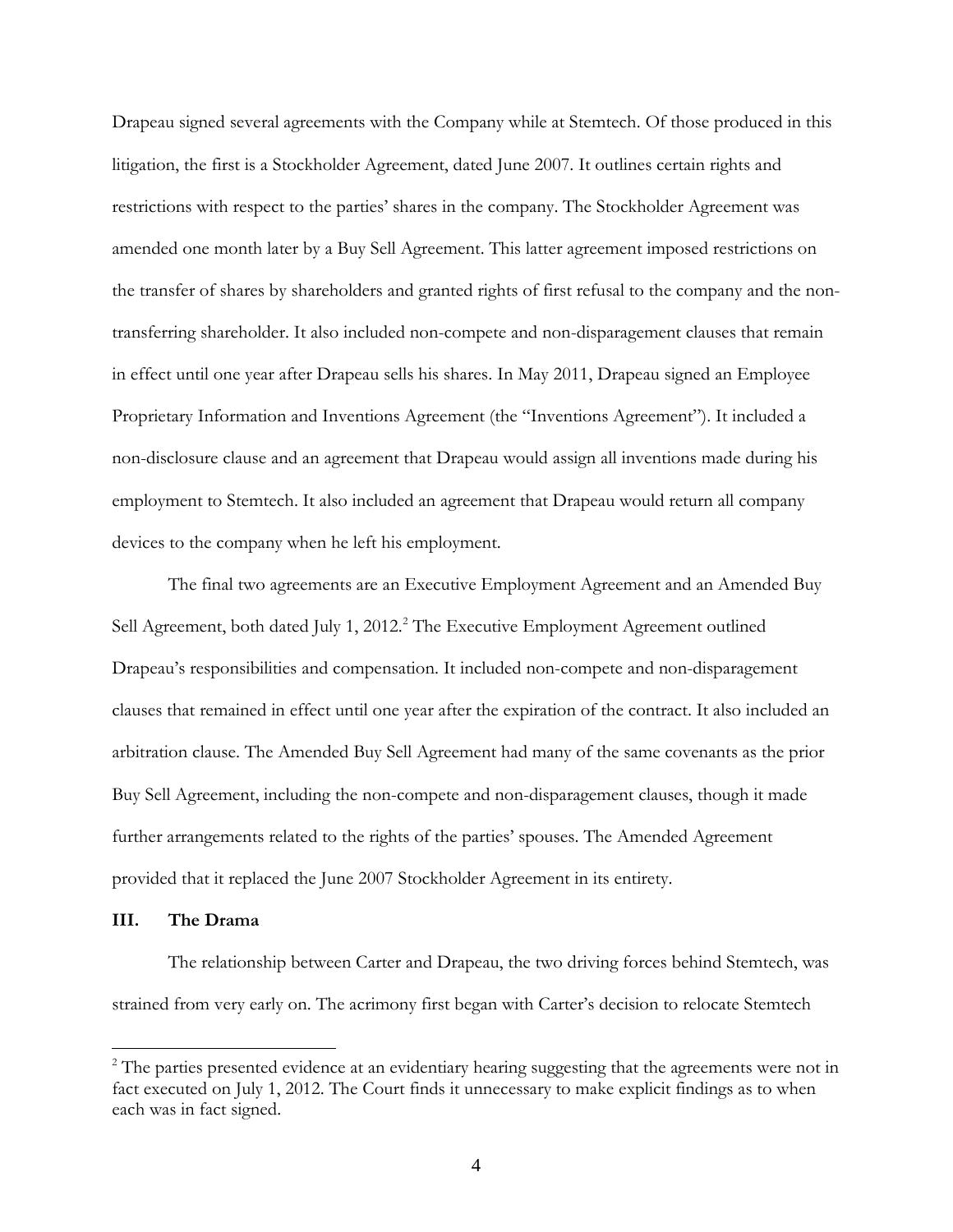Drapeau signed several agreements with the Company while at Stemtech. Of those produced in this litigation, the first is a Stockholder Agreement, dated June 2007. It outlines certain rights and restrictions with respect to the parties' shares in the company. The Stockholder Agreement was amended one month later by a Buy Sell Agreement. This latter agreement imposed restrictions on the transfer of shares by shareholders and granted rights of first refusal to the company and the non-transferring shareholder. It also included non-compete and non-disparagement clauses that remain in effect until one year after Drapeau sells his shares. In May 2011, Drapeau signed an Employee Proprietary Information and Inventions Agreement (the "Inventions Agreement"). It included a non-disclosure clause and an agreement that Drapeau would assign all inventions made during his employment to Stemtech. It also included an agreement that Drapeau would return all company devices to the company when he left his employment.

The final two agreements are an Executive Employment Agreement and an Amended Buy Sell Agreement, both dated July 1, 2012.[2] The Executive Employment Agreement outlined Drapeau's responsibilities and compensation. It included non-compete and non-disparagement clauses that remained in effect until one year after the expiration of the contract. It also included an arbitration clause. The Amended Buy Sell Agreement had many of the same covenants as the prior Buy Sell Agreement, including the non-compete and non-disparagement clauses, though it made further arrangements related to the rights of the parties' spouses. The Amended Agreement provided that it replaced the June 2007 Stockholder Agreement in its entirety.

## III. The Drama

The relationship between Carter and Drapeau, the two driving forces behind Stemtech, was strained from very early on. The acrimony first began with Carter's decision to relocate Stemtech

[2] The parties presented evidence at an evidentiary hearing suggesting that the agreements were not in fact executed on July 1, 2012. The Court finds it unnecessary to make explicit findings as to when each was in fact signed.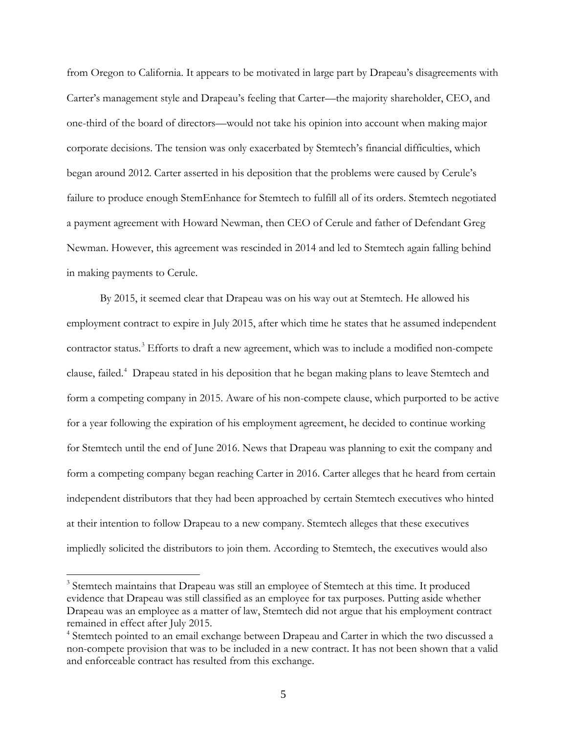from Oregon to California. It appears to be motivated in large part by Drapeau's disagreements with Carter's management style and Drapeau's feeling that Carter—the majority shareholder, CEO, and one-third of the board of directors—would not take his opinion into account when making major corporate decisions. The tension was only exacerbated by Stemtech's financial difficulties, which began around 2012. Carter asserted in his deposition that the problems were caused by Cerule's failure to produce enough StemEnhance for Stemtech to fulfill all of its orders. Stemtech negotiated a payment agreement with Howard Newman, then CEO of Cerule and father of Defendant Greg Newman. However, this agreement was rescinded in 2014 and led to Stemtech again falling behind in making payments to Cerule.

By 2015, it seemed clear that Drapeau was on his way out at Stemtech. He allowed his employment contract to expire in July 2015, after which time he states that he assumed independent contractor status.[3] Efforts to draft a new agreement, which was to include a modified non-compete clause, failed.[4] Drapeau stated in his deposition that he began making plans to leave Stemtech and form a competing company in 2015. Aware of his non-compete clause, which purported to be active for a year following the expiration of his employment agreement, he decided to continue working for Stemtech until the end of June 2016. News that Drapeau was planning to exit the company and form a competing company began reaching Carter in 2016. Carter alleges that he heard from certain independent distributors that they had been approached by certain Stemtech executives who hinted at their intention to follow Drapeau to a new company. Stemtech alleges that these executives impliedly solicited the distributors to join them. According to Stemtech, the executives would also

[3] Stemtech maintains that Drapeau was still an employee of Stemtech at this time. It produced evidence that Drapeau was still classified as an employee for tax purposes. Putting aside whether Drapeau was an employee as a matter of law, Stemtech did not argue that his employment contract remained in effect after July 2015.

[4] Stemtech pointed to an email exchange between Drapeau and Carter in which the two discussed a non-compete provision that was to be included in a new contract. It has not been shown that a valid and enforceable contract has resulted from this exchange.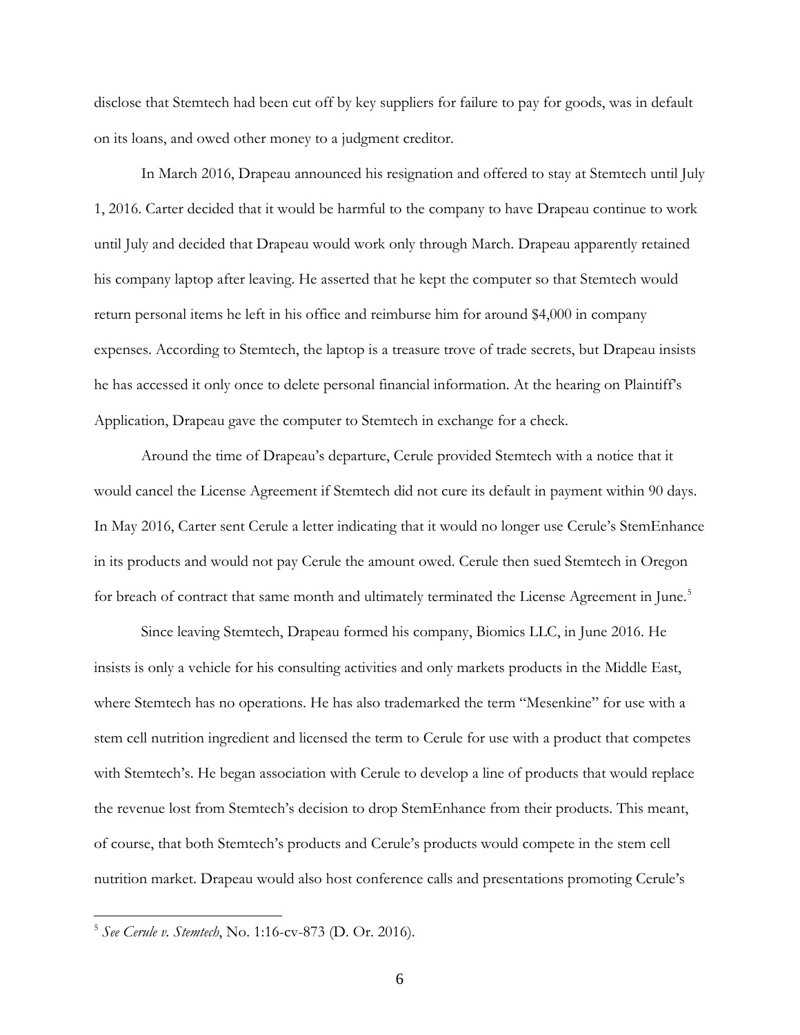disclose that Stemtech had been cut off by key suppliers for failure to pay for goods, was in default on its loans, and owed other money to a judgment creditor.

In March 2016, Drapeau announced his resignation and offered to stay at Stemtech until July 1, 2016. Carter decided that it would be harmful to the company to have Drapeau continue to work until July and decided that Drapeau would work only through March. Drapeau apparently retained his company laptop after leaving. He asserted that he kept the computer so that Stemtech would return personal items he left in his office and reimburse him for around $4,000 in company expenses. According to Stemtech, the laptop is a treasure trove of trade secrets, but Drapeau insists he has accessed it only once to delete personal financial information. At the hearing on Plaintiff's Application, Drapeau gave the computer to Stemtech in exchange for a check.

Around the time of Drapeau's departure, Cerule provided Stemtech with a notice that it would cancel the License Agreement if Stemtech did not cure its default in payment within 90 days. In May 2016, Carter sent Cerule a letter indicating that it would no longer use Cerule's StemEnhance in its products and would not pay Cerule the amount owed. Cerule then sued Stemtech in Oregon for breach of contract that same month and ultimately terminated the License Agreement in June.[5]

Since leaving Stemtech, Drapeau formed his company, Biomics LLC, in June 2016. He insists is only a vehicle for his consulting activities and only markets products in the Middle East, where Stemtech has no operations. He has also trademarked the term "Mesenkine" for use with a stem cell nutrition ingredient and licensed the term to Cerule for use with a product that competes with Stemtech's. He began association with Cerule to develop a line of products that would replace the revenue lost from Stemtech's decision to drop StemEnhance from their products. This meant, of course, that both Stemtech's products and Cerule's products would compete in the stem cell nutrition market. Drapeau would also host conference calls and presentations promoting Cerule's

---

[5] *See Cerule v. Stemtech*, No. 1:16-cv-873 (D. Or. 2016).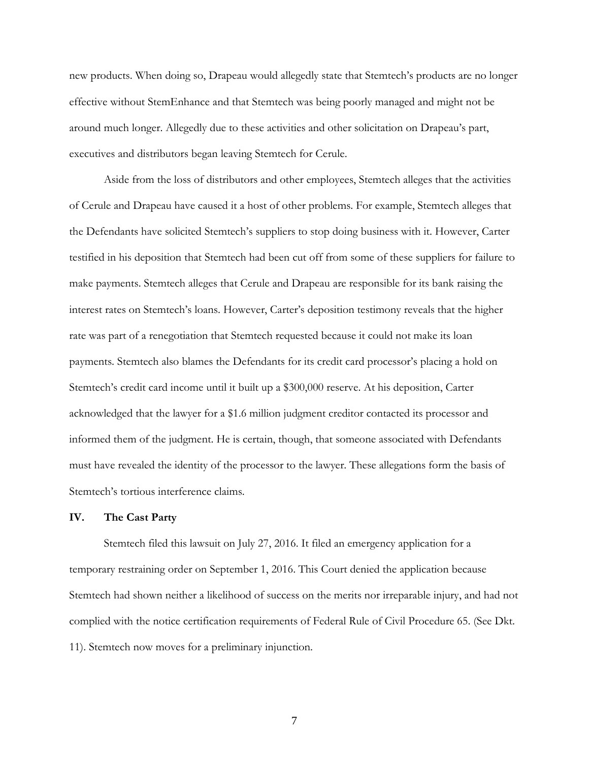new products. When doing so, Drapeau would allegedly state that Stemtech's products are no longer effective without StemEnhance and that Stemtech was being poorly managed and might not be around much longer. Allegedly due to these activities and other solicitation on Drapeau's part, executives and distributors began leaving Stemtech for Cerule.

Aside from the loss of distributors and other employees, Stemtech alleges that the activities of Cerule and Drapeau have caused it a host of other problems. For example, Stemtech alleges that the Defendants have solicited Stemtech's suppliers to stop doing business with it. However, Carter testified in his deposition that Stemtech had been cut off from some of these suppliers for failure to make payments. Stemtech alleges that Cerule and Drapeau are responsible for its bank raising the interest rates on Stemtech's loans. However, Carter's deposition testimony reveals that the higher rate was part of a renegotiation that Stemtech requested because it could not make its loan payments. Stemtech also blames the Defendants for its credit card processor's placing a hold on Stemtech's credit card income until it built up a $300,000 reserve. At his deposition, Carter acknowledged that the lawyer for a $1.6 million judgment creditor contacted its processor and informed them of the judgment. He is certain, though, that someone associated with Defendants must have revealed the identity of the processor to the lawyer. These allegations form the basis of Stemtech's tortious interference claims.

## IV. The Cast Party

Stemtech filed this lawsuit on July 27, 2016. It filed an emergency application for a temporary restraining order on September 1, 2016. This Court denied the application because Stemtech had shown neither a likelihood of success on the merits nor irreparable injury, and had not complied with the notice certification requirements of Federal Rule of Civil Procedure 65. (See Dkt. 11). Stemtech now moves for a preliminary injunction.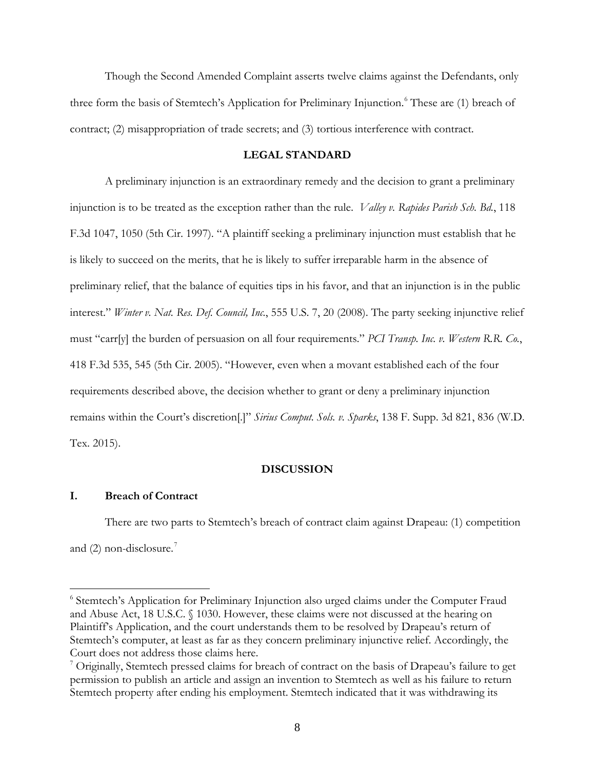Though the Second Amended Complaint asserts twelve claims against the Defendants, only three form the basis of Stemtech's Application for Preliminary Injunction.[6] These are (1) breach of contract; (2) misappropriation of trade secrets; and (3) tortious interference with contract.

## LEGAL STANDARD

A preliminary injunction is an extraordinary remedy and the decision to grant a preliminary injunction is to be treated as the exception rather than the rule. *Valley v. Rapides Parish Sch. Bd.*, 118 F.3d 1047, 1050 (5th Cir. 1997). "A plaintiff seeking a preliminary injunction must establish that he is likely to succeed on the merits, that he is likely to suffer irreparable harm in the absence of preliminary relief, that the balance of equities tips in his favor, and that an injunction is in the public interest." *Winter v. Nat. Res. Def. Council, Inc.*, 555 U.S. 7, 20 (2008). The party seeking injunctive relief must "carr[y] the burden of persuasion on all four requirements." *PCI Transp. Inc. v. Western R.R. Co.*, 418 F.3d 535, 545 (5th Cir. 2005). "However, even when a movant established each of the four requirements described above, the decision whether to grant or deny a preliminary injunction remains within the Court's discretion[.]" *Sirius Comput. Sols. v. Sparks*, 138 F. Supp. 3d 821, 836 (W.D. Tex. 2015).

## DISCUSSION

### I. Breach of Contract

There are two parts to Stemtech's breach of contract claim against Drapeau: (1) competition and (2) non-disclosure.[7]

---

[6] Stemtech's Application for Preliminary Injunction also urged claims under the Computer Fraud and Abuse Act, 18 U.S.C. § 1030. However, these claims were not discussed at the hearing on Plaintiff's Application, and the court understands them to be resolved by Drapeau's return of Stemtech's computer, at least as far as they concern preliminary injunctive relief. Accordingly, the Court does not address those claims here.

[7] Originally, Stemtech pressed claims for breach of contract on the basis of Drapeau's failure to get permission to publish an article and assign an invention to Stemtech as well as his failure to return Stemtech property after ending his employment. Stemtech indicated that it was withdrawing its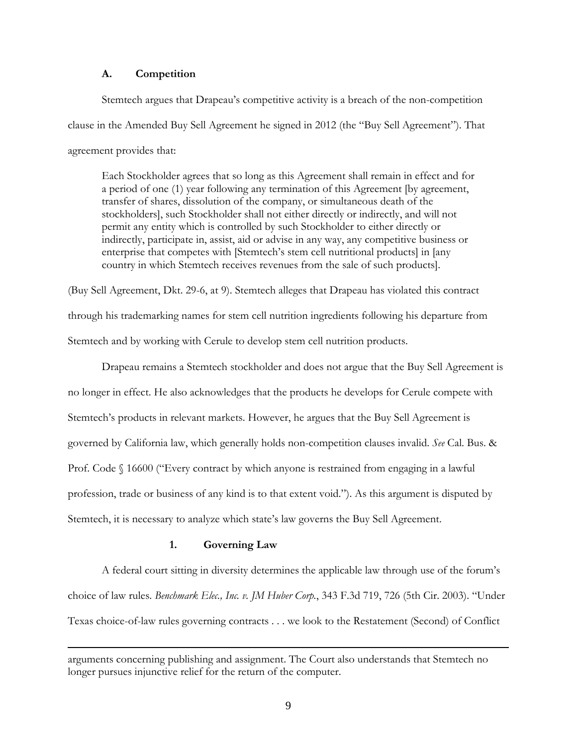### A. Competition

Stemtech argues that Drapeau's competitive activity is a breach of the non-competition clause in the Amended Buy Sell Agreement he signed in 2012 (the "Buy Sell Agreement"). That agreement provides that:

> Each Stockholder agrees that so long as this Agreement shall remain in effect and for a period of one (1) year following any termination of this Agreement [by agreement, transfer of shares, dissolution of the company, or simultaneous death of the stockholders], such Stockholder shall not either directly or indirectly, and will not permit any entity which is controlled by such Stockholder to either directly or indirectly, participate in, assist, aid or advise in any way, any competitive business or enterprise that competes with [Stemtech's stem cell nutritional products] in [any country in which Stemtech receives revenues from the sale of such products].

(Buy Sell Agreement, Dkt. 29-6, at 9). Stemtech alleges that Drapeau has violated this contract through his trademarking names for stem cell nutrition ingredients following his departure from Stemtech and by working with Cerule to develop stem cell nutrition products.

Drapeau remains a Stemtech stockholder and does not argue that the Buy Sell Agreement is no longer in effect. He also acknowledges that the products he develops for Cerule compete with Stemtech's products in relevant markets. However, he argues that the Buy Sell Agreement is governed by California law, which generally holds non-competition clauses invalid. *See* Cal. Bus. & Prof. Code § 16600 ("Every contract by which anyone is restrained from engaging in a lawful profession, trade or business of any kind is to that extent void."). As this argument is disputed by Stemtech, it is necessary to analyze which state's law governs the Buy Sell Agreement.

#### 1. Governing Law

A federal court sitting in diversity determines the applicable law through use of the forum's choice of law rules. *Benchmark Elec., Inc. v. JM Huber Corp.*, 343 F.3d 719, 726 (5th Cir. 2003). "Under Texas choice-of-law rules governing contracts . . . we look to the Restatement (Second) of Conflict

---

arguments concerning publishing and assignment. The Court also understands that Stemtech no longer pursues injunctive relief for the return of the computer.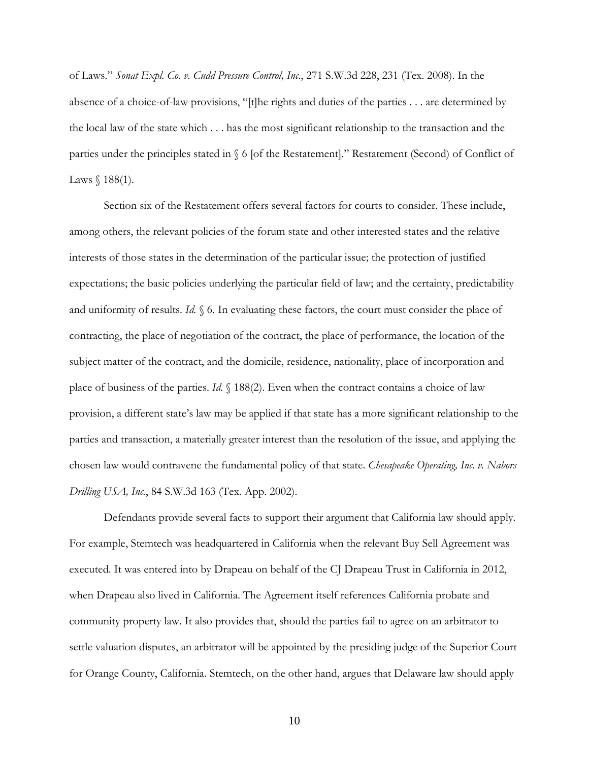of Laws." *Sonat Expl. Co. v. Cudd Pressure Control, Inc.*, 271 S.W.3d 228, 231 (Tex. 2008). In the absence of a choice-of-law provisions, "[t]he rights and duties of the parties . . . are determined by the local law of the state which . . . has the most significant relationship to the transaction and the parties under the principles stated in § 6 [of the Restatement]." Restatement (Second) of Conflict of Laws § 188(1).

Section six of the Restatement offers several factors for courts to consider. These include, among others, the relevant policies of the forum state and other interested states and the relative interests of those states in the determination of the particular issue; the protection of justified expectations; the basic policies underlying the particular field of law; and the certainty, predictability and uniformity of results. *Id.* § 6. In evaluating these factors, the court must consider the place of contracting, the place of negotiation of the contract, the place of performance, the location of the subject matter of the contract, and the domicile, residence, nationality, place of incorporation and place of business of the parties. *Id.* § 188(2). Even when the contract contains a choice of law provision, a different state's law may be applied if that state has a more significant relationship to the parties and transaction, a materially greater interest than the resolution of the issue, and applying the chosen law would contravene the fundamental policy of that state. *Chesapeake Operating, Inc. v. Nabors Drilling USA, Inc.*, 84 S.W.3d 163 (Tex. App. 2002).

Defendants provide several facts to support their argument that California law should apply. For example, Stemtech was headquartered in California when the relevant Buy Sell Agreement was executed. It was entered into by Drapeau on behalf of the CJ Drapeau Trust in California in 2012, when Drapeau also lived in California. The Agreement itself references California probate and community property law. It also provides that, should the parties fail to agree on an arbitrator to settle valuation disputes, an arbitrator will be appointed by the presiding judge of the Superior Court for Orange County, California. Stemtech, on the other hand, argues that Delaware law should apply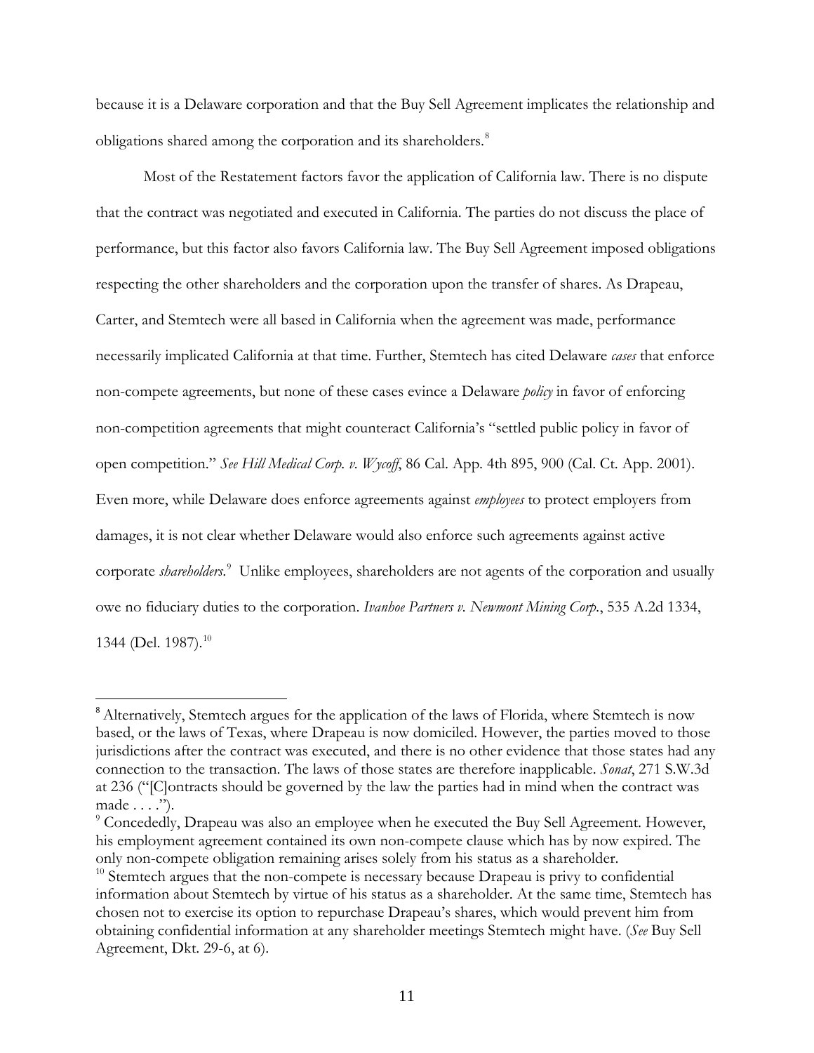because it is a Delaware corporation and that the Buy Sell Agreement implicates the relationship and obligations shared among the corporation and its shareholders.[8]

Most of the Restatement factors favor the application of California law. There is no dispute that the contract was negotiated and executed in California. The parties do not discuss the place of performance, but this factor also favors California law. The Buy Sell Agreement imposed obligations respecting the other shareholders and the corporation upon the transfer of shares. As Drapeau, Carter, and Stemtech were all based in California when the agreement was made, performance necessarily implicated California at that time. Further, Stemtech has cited Delaware *cases* that enforce non-compete agreements, but none of these cases evince a Delaware *policy* in favor of enforcing non-competition agreements that might counteract California's "settled public policy in favor of open competition." *See Hill Medical Corp. v. Wycoff*, 86 Cal. App. 4th 895, 900 (Cal. Ct. App. 2001). Even more, while Delaware does enforce agreements against *employees* to protect employers from damages, it is not clear whether Delaware would also enforce such agreements against active corporate *shareholders*.[9] Unlike employees, shareholders are not agents of the corporation and usually owe no fiduciary duties to the corporation. *Ivanhoe Partners v. Newmont Mining Corp.*, 535 A.2d 1334, 1344 (Del. 1987).[10]

---

[8] Alternatively, Stemtech argues for the application of the laws of Florida, where Stemtech is now based, or the laws of Texas, where Drapeau is now domiciled. However, the parties moved to those jurisdictions after the contract was executed, and there is no other evidence that those states had any connection to the transaction. The laws of those states are therefore inapplicable. *Sonat*, 271 S.W.3d at 236 ("[C]ontracts should be governed by the law the parties had in mind when the contract was made . . . .").

[9] Concededly, Drapeau was also an employee when he executed the Buy Sell Agreement. However, his employment agreement contained its own non-compete clause which has by now expired. The only non-compete obligation remaining arises solely from his status as a shareholder.

[10] Stemtech argues that the non-compete is necessary because Drapeau is privy to confidential information about Stemtech by virtue of his status as a shareholder. At the same time, Stemtech has chosen not to exercise its option to repurchase Drapeau's shares, which would prevent him from obtaining confidential information at any shareholder meetings Stemtech might have. (*See* Buy Sell Agreement, Dkt. 29-6, at 6).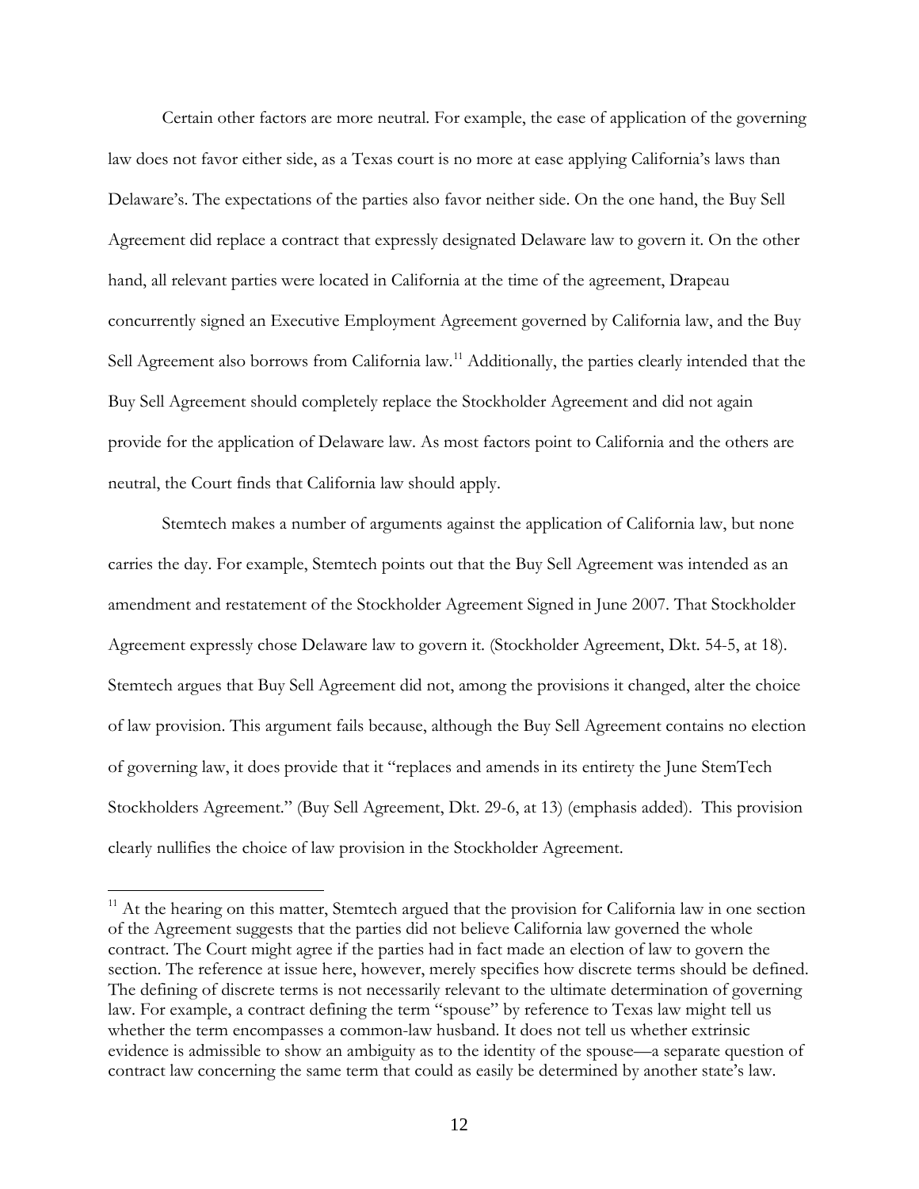Certain other factors are more neutral. For example, the ease of application of the governing law does not favor either side, as a Texas court is no more at ease applying California's laws than Delaware's. The expectations of the parties also favor neither side. On the one hand, the Buy Sell Agreement did replace a contract that expressly designated Delaware law to govern it. On the other hand, all relevant parties were located in California at the time of the agreement, Drapeau concurrently signed an Executive Employment Agreement governed by California law, and the Buy Sell Agreement also borrows from California law.[11] Additionally, the parties clearly intended that the Buy Sell Agreement should completely replace the Stockholder Agreement and did not again provide for the application of Delaware law. As most factors point to California and the others are neutral, the Court finds that California law should apply.

Stemtech makes a number of arguments against the application of California law, but none carries the day. For example, Stemtech points out that the Buy Sell Agreement was intended as an amendment and restatement of the Stockholder Agreement Signed in June 2007. That Stockholder Agreement expressly chose Delaware law to govern it. (Stockholder Agreement, Dkt. 54-5, at 18). Stemtech argues that Buy Sell Agreement did not, among the provisions it changed, alter the choice of law provision. This argument fails because, although the Buy Sell Agreement contains no election of governing law, it does provide that it "replaces and amends in its entirety the June StemTech Stockholders Agreement." (Buy Sell Agreement, Dkt. 29-6, at 13) (emphasis added). This provision clearly nullifies the choice of law provision in the Stockholder Agreement.

---

[11] At the hearing on this matter, Stemtech argued that the provision for California law in one section of the Agreement suggests that the parties did not believe California law governed the whole contract. The Court might agree if the parties had in fact made an election of law to govern the section. The reference at issue here, however, merely specifies how discrete terms should be defined. The defining of discrete terms is not necessarily relevant to the ultimate determination of governing law. For example, a contract defining the term "spouse" by reference to Texas law might tell us whether the term encompasses a common-law husband. It does not tell us whether extrinsic evidence is admissible to show an ambiguity as to the identity of the spouse—a separate question of contract law concerning the same term that could as easily be determined by another state's law.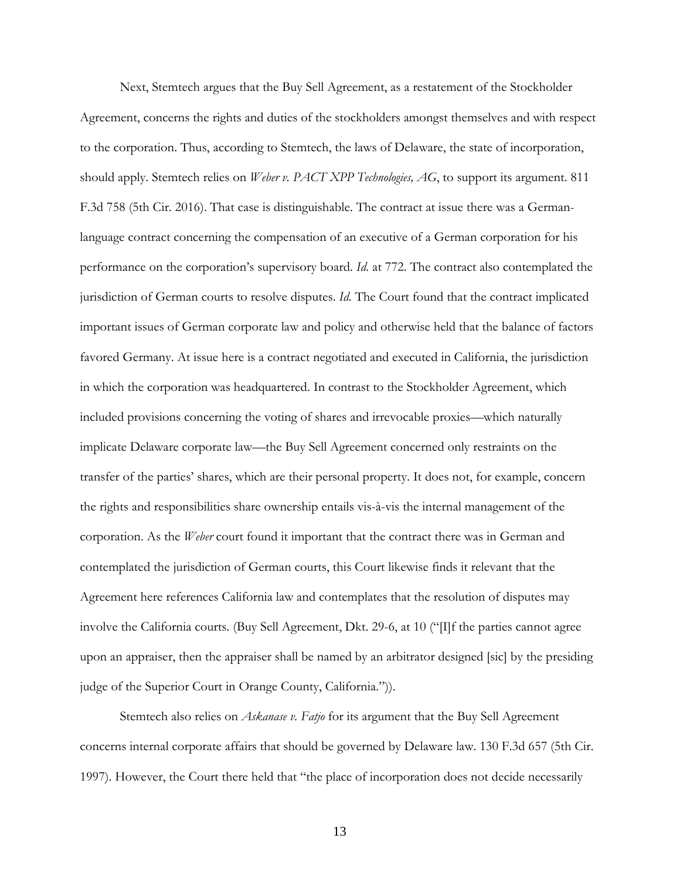Next, Stemtech argues that the Buy Sell Agreement, as a restatement of the Stockholder Agreement, concerns the rights and duties of the stockholders amongst themselves and with respect to the corporation. Thus, according to Stemtech, the laws of Delaware, the state of incorporation, should apply. Stemtech relies on *Weber v. PACT XPP Technologies, AG*, to support its argument. 811 F.3d 758 (5th Cir. 2016). That case is distinguishable. The contract at issue there was a German-language contract concerning the compensation of an executive of a German corporation for his performance on the corporation's supervisory board. *Id.* at 772. The contract also contemplated the jurisdiction of German courts to resolve disputes. *Id.* The Court found that the contract implicated important issues of German corporate law and policy and otherwise held that the balance of factors favored Germany. At issue here is a contract negotiated and executed in California, the jurisdiction in which the corporation was headquartered. In contrast to the Stockholder Agreement, which included provisions concerning the voting of shares and irrevocable proxies—which naturally implicate Delaware corporate law—the Buy Sell Agreement concerned only restraints on the transfer of the parties' shares, which are their personal property. It does not, for example, concern the rights and responsibilities share ownership entails vis-à-vis the internal management of the corporation. As the *Weber* court found it important that the contract there was in German and contemplated the jurisdiction of German courts, this Court likewise finds it relevant that the Agreement here references California law and contemplates that the resolution of disputes may involve the California courts. (Buy Sell Agreement, Dkt. 29-6, at 10 ("[I]f the parties cannot agree upon an appraiser, then the appraiser shall be named by an arbitrator designed [sic] by the presiding judge of the Superior Court in Orange County, California.")).

Stemtech also relies on *Askanase v. Fatjo* for its argument that the Buy Sell Agreement concerns internal corporate affairs that should be governed by Delaware law. 130 F.3d 657 (5th Cir. 1997). However, the Court there held that "the place of incorporation does not decide necessarily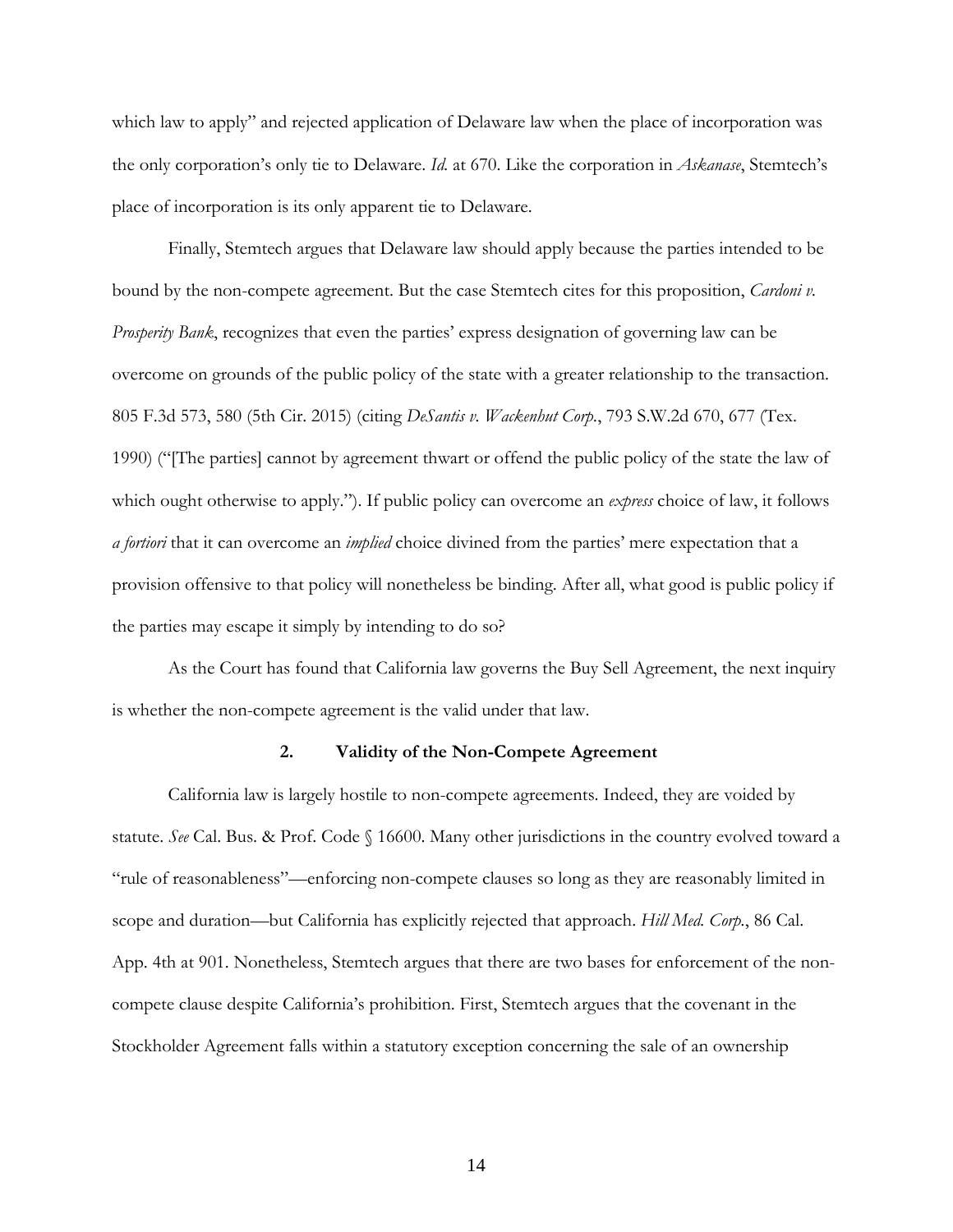which law to apply" and rejected application of Delaware law when the place of incorporation was the only corporation's only tie to Delaware. *Id.* at 670. Like the corporation in *Askanase*, Stemtech's place of incorporation is its only apparent tie to Delaware.

Finally, Stemtech argues that Delaware law should apply because the parties intended to be bound by the non-compete agreement. But the case Stemtech cites for this proposition, *Cardoni v. Prosperity Bank*, recognizes that even the parties' express designation of governing law can be overcome on grounds of the public policy of the state with a greater relationship to the transaction. 805 F.3d 573, 580 (5th Cir. 2015) (citing *DeSantis v. Wackenhut Corp.*, 793 S.W.2d 670, 677 (Tex. 1990) ("[The parties] cannot by agreement thwart or offend the public policy of the state the law of which ought otherwise to apply."). If public policy can overcome an *express* choice of law, it follows *a fortiori* that it can overcome an *implied* choice divined from the parties' mere expectation that a provision offensive to that policy will nonetheless be binding. After all, what good is public policy if the parties may escape it simply by intending to do so?

As the Court has found that California law governs the Buy Sell Agreement, the next inquiry is whether the non-compete agreement is the valid under that law.

### 2. Validity of the Non-Compete Agreement

California law is largely hostile to non-compete agreements. Indeed, they are voided by statute. *See* Cal. Bus. & Prof. Code § 16600. Many other jurisdictions in the country evolved toward a "rule of reasonableness"—enforcing non-compete clauses so long as they are reasonably limited in scope and duration—but California has explicitly rejected that approach. *Hill Med. Corp.*, 86 Cal. App. 4th at 901. Nonetheless, Stemtech argues that there are two bases for enforcement of the non-compete clause despite California's prohibition. First, Stemtech argues that the covenant in the Stockholder Agreement falls within a statutory exception concerning the sale of an ownership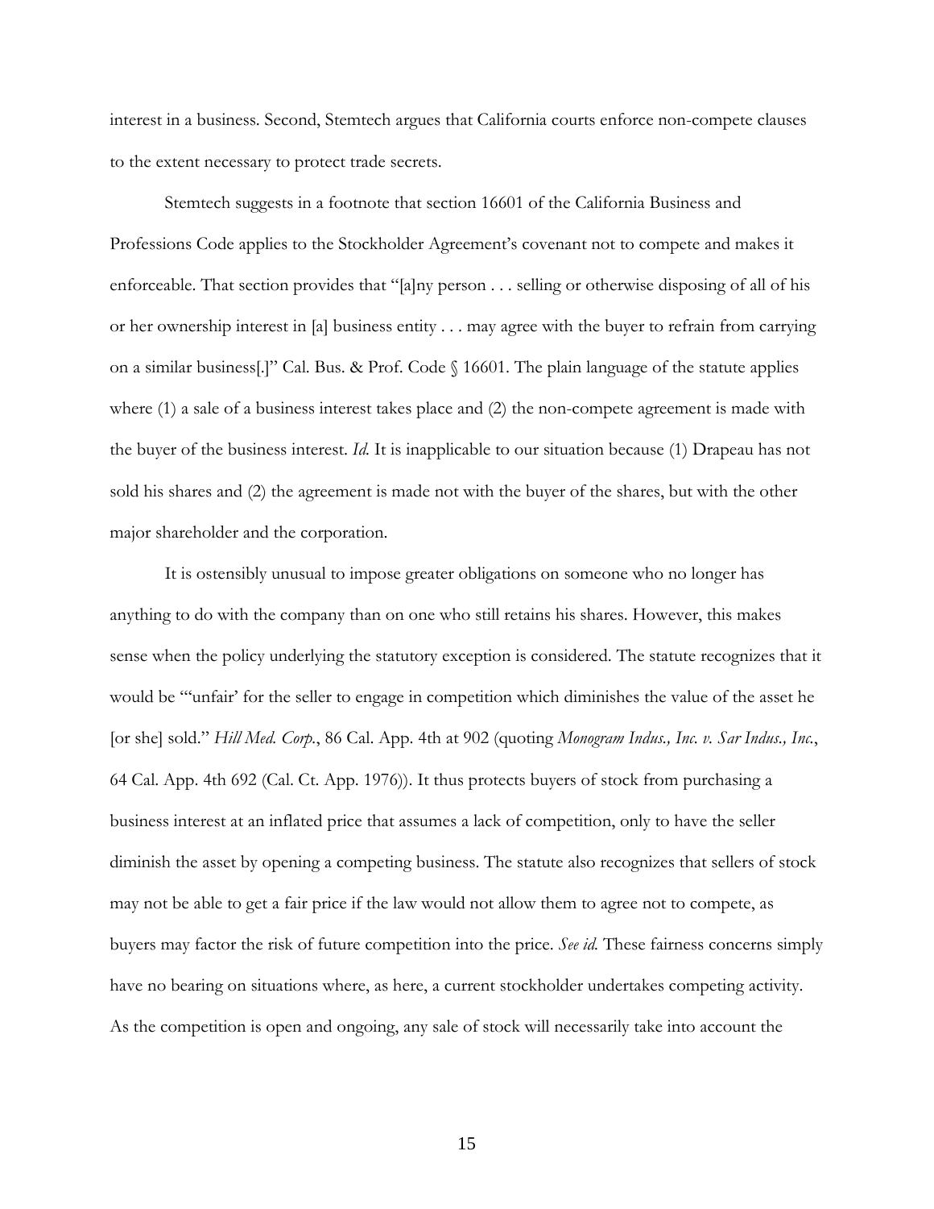interest in a business. Second, Stemtech argues that California courts enforce non-compete clauses to the extent necessary to protect trade secrets.

Stemtech suggests in a footnote that section 16601 of the California Business and Professions Code applies to the Stockholder Agreement's covenant not to compete and makes it enforceable. That section provides that "[a]ny person . . . selling or otherwise disposing of all of his or her ownership interest in [a] business entity . . . may agree with the buyer to refrain from carrying on a similar business[.]" Cal. Bus. & Prof. Code § 16601. The plain language of the statute applies where (1) a sale of a business interest takes place and (2) the non-compete agreement is made with the buyer of the business interest. *Id.* It is inapplicable to our situation because (1) Drapeau has not sold his shares and (2) the agreement is made not with the buyer of the shares, but with the other major shareholder and the corporation.

It is ostensibly unusual to impose greater obligations on someone who no longer has anything to do with the company than on one who still retains his shares. However, this makes sense when the policy underlying the statutory exception is considered. The statute recognizes that it would be "'unfair' for the seller to engage in competition which diminishes the value of the asset he [or she] sold." *Hill Med. Corp.*, 86 Cal. App. 4th at 902 (quoting *Monogram Indus., Inc. v. Sar Indus., Inc.*, 64 Cal. App. 4th 692 (Cal. Ct. App. 1976)). It thus protects buyers of stock from purchasing a business interest at an inflated price that assumes a lack of competition, only to have the seller diminish the asset by opening a competing business. The statute also recognizes that sellers of stock may not be able to get a fair price if the law would not allow them to agree not to compete, as buyers may factor the risk of future competition into the price. *See id.* These fairness concerns simply have no bearing on situations where, as here, a current stockholder undertakes competing activity. As the competition is open and ongoing, any sale of stock will necessarily take into account the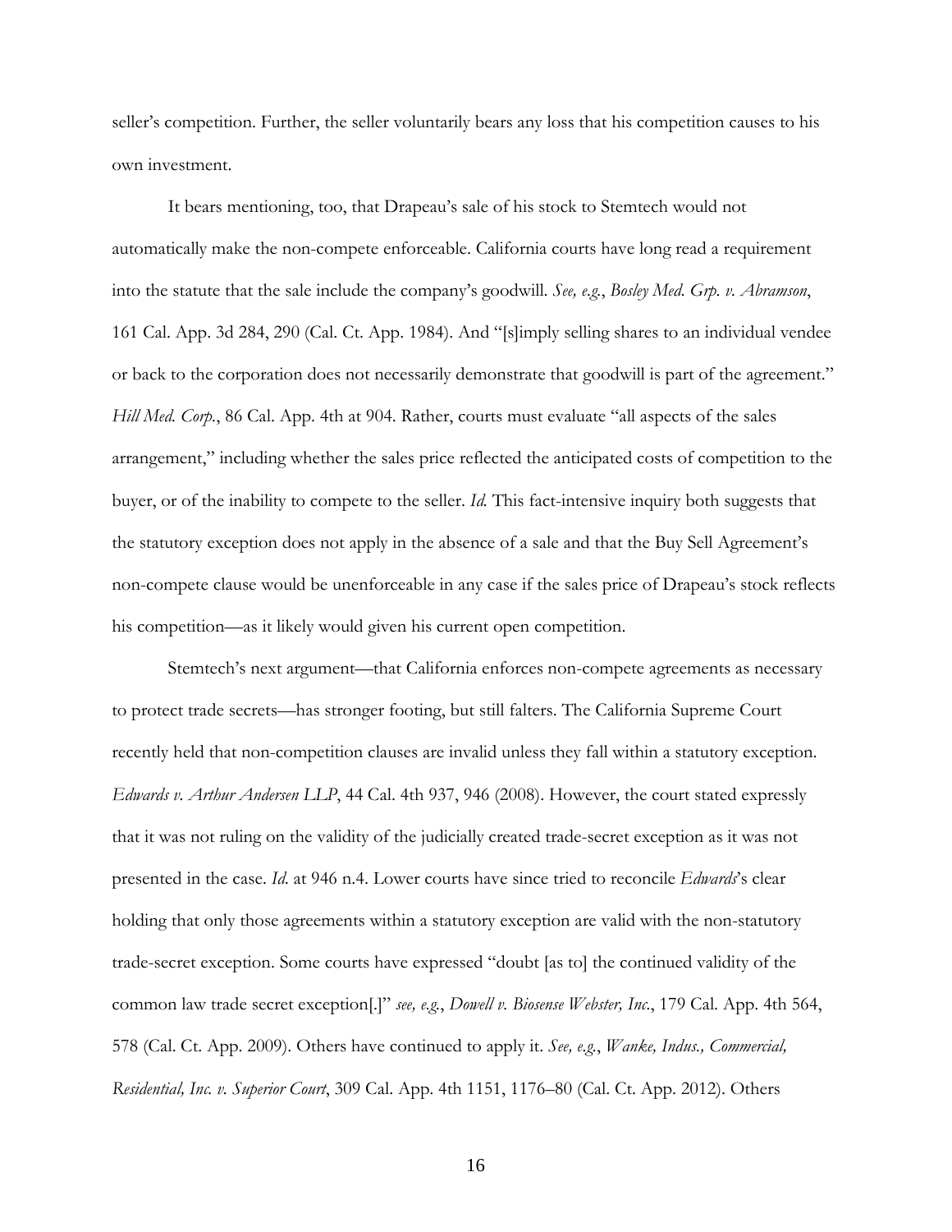seller's competition. Further, the seller voluntarily bears any loss that his competition causes to his own investment.

It bears mentioning, too, that Drapeau's sale of his stock to Stemtech would not automatically make the non-compete enforceable. California courts have long read a requirement into the statute that the sale include the company's goodwill. *See, e.g.*, *Bosley Med. Grp. v. Abramson*, 161 Cal. App. 3d 284, 290 (Cal. Ct. App. 1984). And "[s]imply selling shares to an individual vendee or back to the corporation does not necessarily demonstrate that goodwill is part of the agreement." *Hill Med. Corp.*, 86 Cal. App. 4th at 904. Rather, courts must evaluate "all aspects of the sales arrangement," including whether the sales price reflected the anticipated costs of competition to the buyer, or of the inability to compete to the seller. *Id.* This fact-intensive inquiry both suggests that the statutory exception does not apply in the absence of a sale and that the Buy Sell Agreement's non-compete clause would be unenforceable in any case if the sales price of Drapeau's stock reflects his competition—as it likely would given his current open competition.

Stemtech's next argument—that California enforces non-compete agreements as necessary to protect trade secrets—has stronger footing, but still falters. The California Supreme Court recently held that non-competition clauses are invalid unless they fall within a statutory exception. *Edwards v. Arthur Andersen LLP*, 44 Cal. 4th 937, 946 (2008). However, the court stated expressly that it was not ruling on the validity of the judicially created trade-secret exception as it was not presented in the case. *Id.* at 946 n.4. Lower courts have since tried to reconcile *Edwards*'s clear holding that only those agreements within a statutory exception are valid with the non-statutory trade-secret exception. Some courts have expressed "doubt [as to] the continued validity of the common law trade secret exception[.]" *see, e.g.*, *Dowell v. Biosense Webster, Inc.*, 179 Cal. App. 4th 564, 578 (Cal. Ct. App. 2009). Others have continued to apply it. *See, e.g.*, *Wanke, Indus., Commercial, Residential, Inc. v. Superior Court*, 309 Cal. App. 4th 1151, 1176–80 (Cal. Ct. App. 2012). Others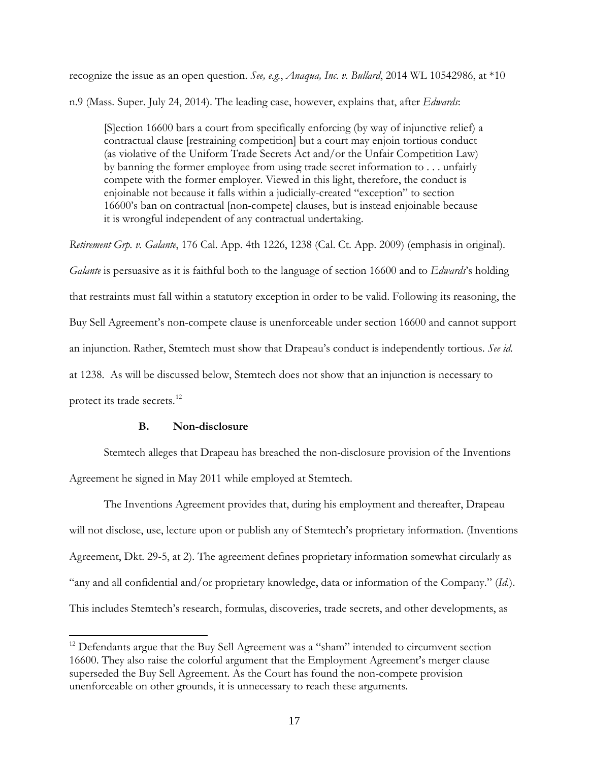recognize the issue as an open question. *See, e.g.*, *Anaqua, Inc. v. Bullard*, 2014 WL 10542986, at *10 n.9 (Mass. Super. July 24, 2014). The leading case, however, explains that, after *Edwards*:

> [S]ection 16600 bars a court from specifically enforcing (by way of injunctive relief) a contractual clause [restraining competition] but a court may enjoin tortious conduct (as violative of the Uniform Trade Secrets Act and/or the Unfair Competition Law) by banning the former employee from using trade secret information to . . . unfairly compete with the former employer. Viewed in this light, therefore, the conduct is enjoinable not because it falls within a judicially-created "exception" to section 16600's ban on contractual [non-compete] clauses, but is instead enjoinable because it is wrongful independent of any contractual undertaking.

*Retirement Grp. v. Galante*, 176 Cal. App. 4th 1226, 1238 (Cal. Ct. App. 2009) (emphasis in original). *Galante* is persuasive as it is faithful both to the language of section 16600 and to *Edwards*'s holding that restraints must fall within a statutory exception in order to be valid. Following its reasoning, the Buy Sell Agreement's non-compete clause is unenforceable under section 16600 and cannot support an injunction. Rather, Stemtech must show that Drapeau's conduct is independently tortious. *See id.* at 1238. As will be discussed below, Stemtech does not show that an injunction is necessary to protect its trade secrets.[12]

### B. Non-disclosure

Stemtech alleges that Drapeau has breached the non-disclosure provision of the Inventions Agreement he signed in May 2011 while employed at Stemtech.

The Inventions Agreement provides that, during his employment and thereafter, Drapeau will not disclose, use, lecture upon or publish any of Stemtech's proprietary information. (Inventions Agreement, Dkt. 29-5, at 2). The agreement defines proprietary information somewhat circularly as "any and all confidential and/or proprietary knowledge, data or information of the Company." (*Id.*). This includes Stemtech's research, formulas, discoveries, trade secrets, and other developments, as

---

[12] Defendants argue that the Buy Sell Agreement was a "sham" intended to circumvent section 16600. They also raise the colorful argument that the Employment Agreement's merger clause superseded the Buy Sell Agreement. As the Court has found the non-compete provision unenforceable on other grounds, it is unnecessary to reach these arguments.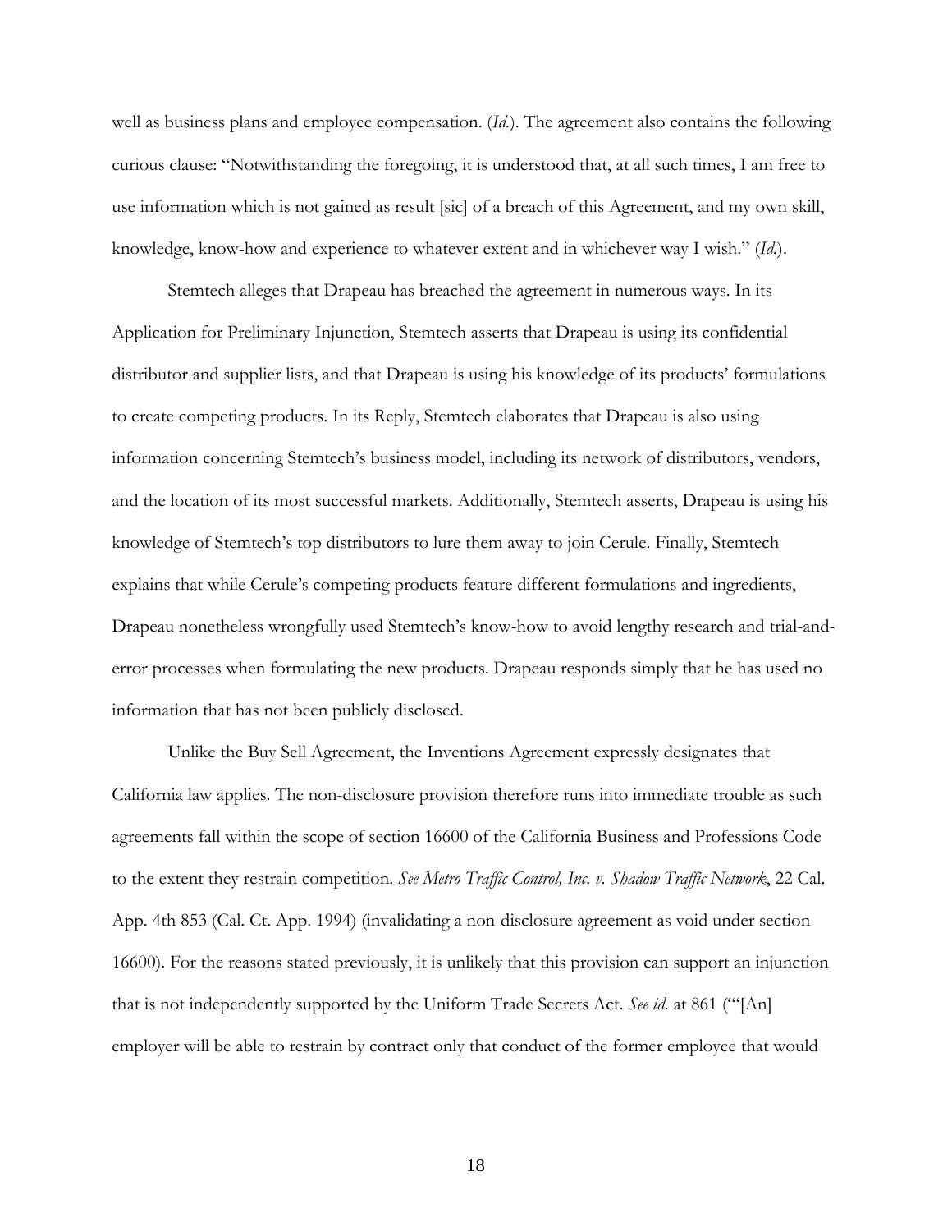well as business plans and employee compensation. (*Id.*). The agreement also contains the following curious clause: "Notwithstanding the foregoing, it is understood that, at all such times, I am free to use information which is not gained as result [sic] of a breach of this Agreement, and my own skill, knowledge, know-how and experience to whatever extent and in whichever way I wish." (*Id.*).

Stemtech alleges that Drapeau has breached the agreement in numerous ways. In its Application for Preliminary Injunction, Stemtech asserts that Drapeau is using its confidential distributor and supplier lists, and that Drapeau is using his knowledge of its products' formulations to create competing products. In its Reply, Stemtech elaborates that Drapeau is also using information concerning Stemtech's business model, including its network of distributors, vendors, and the location of its most successful markets. Additionally, Stemtech asserts, Drapeau is using his knowledge of Stemtech's top distributors to lure them away to join Cerule. Finally, Stemtech explains that while Cerule's competing products feature different formulations and ingredients, Drapeau nonetheless wrongfully used Stemtech's know-how to avoid lengthy research and trial-and-error processes when formulating the new products. Drapeau responds simply that he has used no information that has not been publicly disclosed.

Unlike the Buy Sell Agreement, the Inventions Agreement expressly designates that California law applies. The non-disclosure provision therefore runs into immediate trouble as such agreements fall within the scope of section 16600 of the California Business and Professions Code to the extent they restrain competition. *See Metro Traffic Control, Inc. v. Shadow Traffic Network*, 22 Cal. App. 4th 853 (Cal. Ct. App. 1994) (invalidating a non-disclosure agreement as void under section 16600). For the reasons stated previously, it is unlikely that this provision can support an injunction that is not independently supported by the Uniform Trade Secrets Act. *See id.* at 861 ("'[An] employer will be able to restrain by contract only that conduct of the former employee that would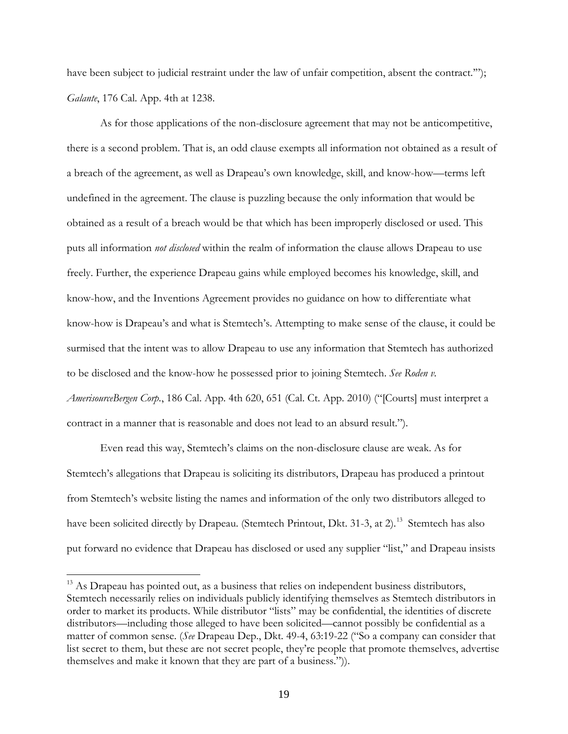have been subject to judicial restraint under the law of unfair competition, absent the contract.'"); *Galante*, 176 Cal. App. 4th at 1238.

As for those applications of the non-disclosure agreement that may not be anticompetitive, there is a second problem. That is, an odd clause exempts all information not obtained as a result of a breach of the agreement, as well as Drapeau's own knowledge, skill, and know-how—terms left undefined in the agreement. The clause is puzzling because the only information that would be obtained as a result of a breach would be that which has been improperly disclosed or used. This puts all information *not disclosed* within the realm of information the clause allows Drapeau to use freely. Further, the experience Drapeau gains while employed becomes his knowledge, skill, and know-how, and the Inventions Agreement provides no guidance on how to differentiate what know-how is Drapeau's and what is Stemtech's. Attempting to make sense of the clause, it could be surmised that the intent was to allow Drapeau to use any information that Stemtech has authorized to be disclosed and the know-how he possessed prior to joining Stemtech. *See Roden v. AmerisourceBergen Corp.*, 186 Cal. App. 4th 620, 651 (Cal. Ct. App. 2010) ("[Courts] must interpret a contract in a manner that is reasonable and does not lead to an absurd result.").

Even read this way, Stemtech's claims on the non-disclosure clause are weak. As for Stemtech's allegations that Drapeau is soliciting its distributors, Drapeau has produced a printout from Stemtech's website listing the names and information of the only two distributors alleged to have been solicited directly by Drapeau. (Stemtech Printout, Dkt. 31-3, at 2).[13] Stemtech has also put forward no evidence that Drapeau has disclosed or used any supplier "list," and Drapeau insists

---

[13] As Drapeau has pointed out, as a business that relies on independent business distributors, Stemtech necessarily relies on individuals publicly identifying themselves as Stemtech distributors in order to market its products. While distributor "lists" may be confidential, the identities of discrete distributors—including those alleged to have been solicited—cannot possibly be confidential as a matter of common sense. (*See* Drapeau Dep., Dkt. 49-4, 63:19-22 ("So a company can consider that list secret to them, but these are not secret people, they're people that promote themselves, advertise themselves and make it known that they are part of a business.")).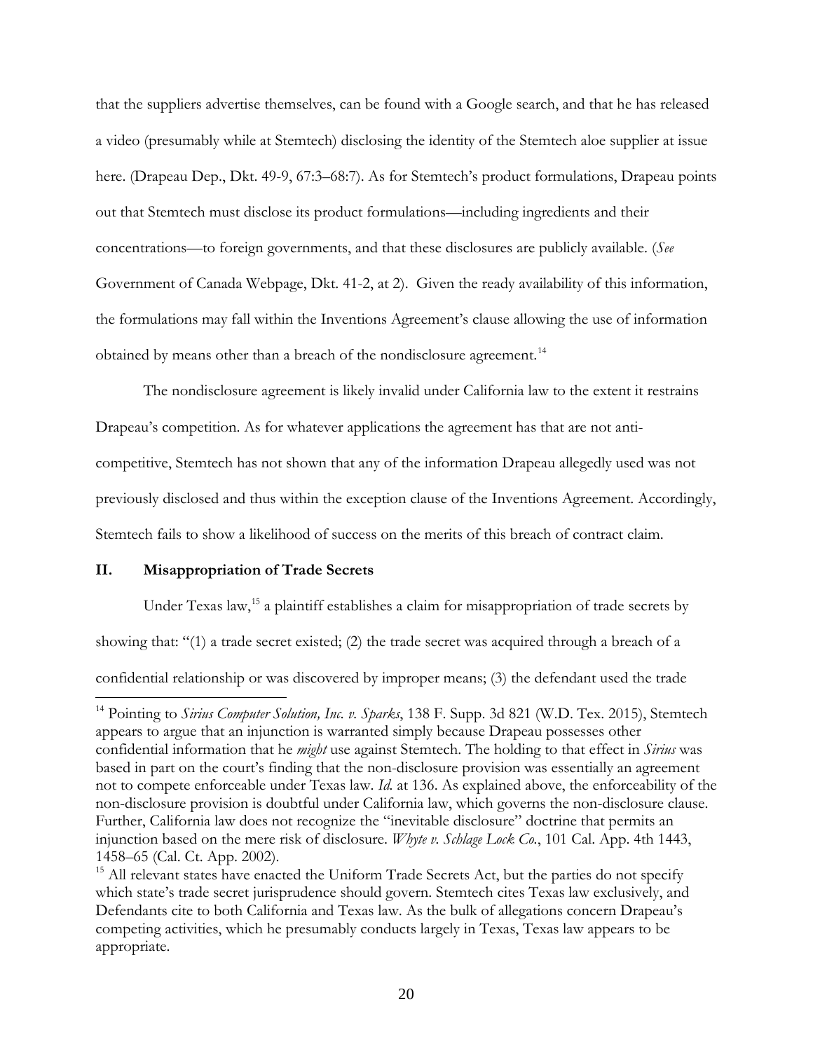that the suppliers advertise themselves, can be found with a Google search, and that he has released a video (presumably while at Stemtech) disclosing the identity of the Stemtech aloe supplier at issue here. (Drapeau Dep., Dkt. 49-9, 67:3–68:7). As for Stemtech's product formulations, Drapeau points out that Stemtech must disclose its product formulations—including ingredients and their concentrations—to foreign governments, and that these disclosures are publicly available. (*See* Government of Canada Webpage, Dkt. 41-2, at 2). Given the ready availability of this information, the formulations may fall within the Inventions Agreement's clause allowing the use of information obtained by means other than a breach of the nondisclosure agreement.[14]

The nondisclosure agreement is likely invalid under California law to the extent it restrains Drapeau's competition. As for whatever applications the agreement has that are not anti-competitive, Stemtech has not shown that any of the information Drapeau allegedly used was not previously disclosed and thus within the exception clause of the Inventions Agreement. Accordingly, Stemtech fails to show a likelihood of success on the merits of this breach of contract claim.

## II. Misappropriation of Trade Secrets

Under Texas law,[15] a plaintiff establishes a claim for misappropriation of trade secrets by showing that: "(1) a trade secret existed; (2) the trade secret was acquired through a breach of a confidential relationship or was discovered by improper means; (3) the defendant used the trade

---

[14] Pointing to *Sirius Computer Solution, Inc. v. Sparks*, 138 F. Supp. 3d 821 (W.D. Tex. 2015), Stemtech appears to argue that an injunction is warranted simply because Drapeau possesses other confidential information that he *might* use against Stemtech. The holding to that effect in *Sirius* was based in part on the court's finding that the non-disclosure provision was essentially an agreement not to compete enforceable under Texas law. *Id.* at 136. As explained above, the enforceability of the non-disclosure provision is doubtful under California law, which governs the non-disclosure clause. Further, California law does not recognize the "inevitable disclosure" doctrine that permits an injunction based on the mere risk of disclosure. *Whyte v. Schlage Lock Co.*, 101 Cal. App. 4th 1443, 1458–65 (Cal. Ct. App. 2002).

[15] All relevant states have enacted the Uniform Trade Secrets Act, but the parties do not specify which state's trade secret jurisprudence should govern. Stemtech cites Texas law exclusively, and Defendants cite to both California and Texas law. As the bulk of allegations concern Drapeau's competing activities, which he presumably conducts largely in Texas, Texas law appears to be appropriate.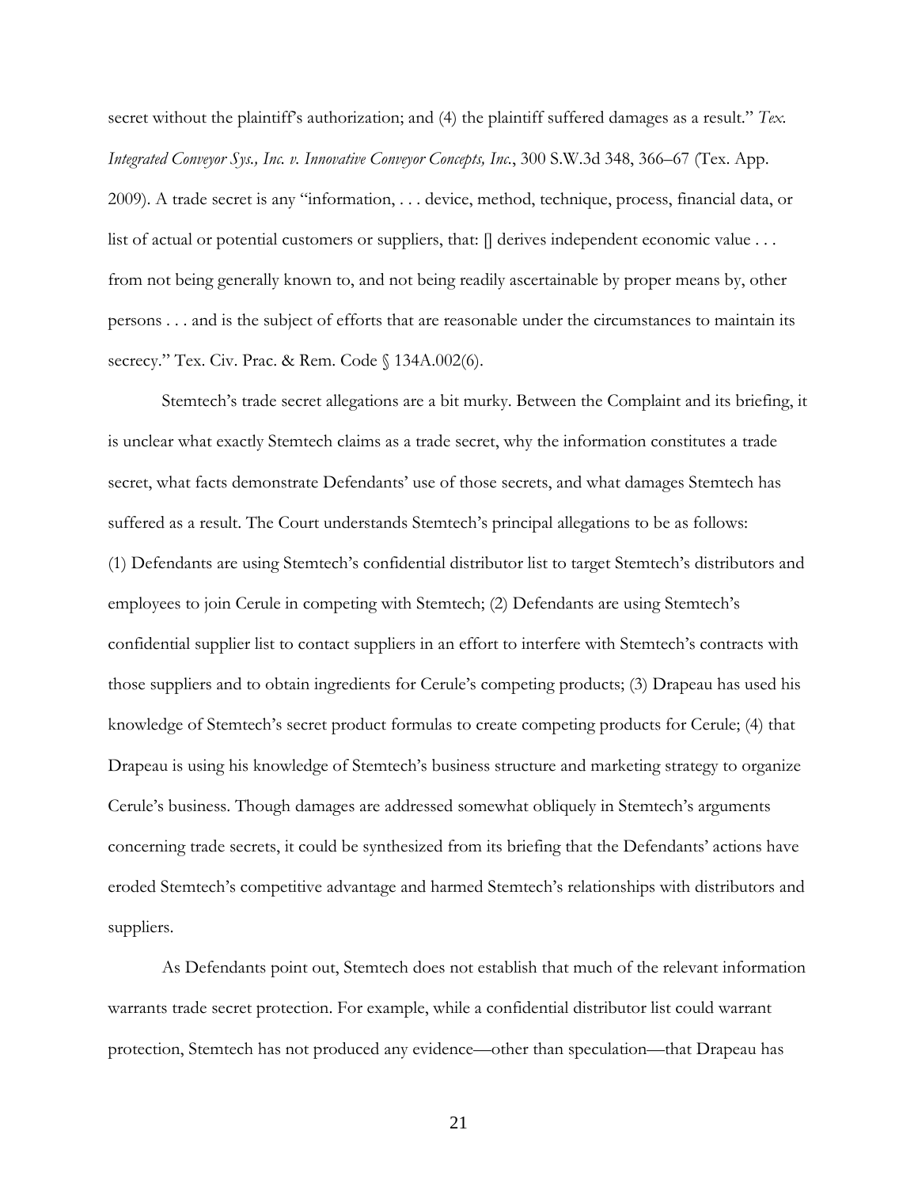secret without the plaintiff's authorization; and (4) the plaintiff suffered damages as a result." *Tex. Integrated Conveyor Sys., Inc. v. Innovative Conveyor Concepts, Inc.*, 300 S.W.3d 348, 366–67 (Tex. App. 2009). A trade secret is any "information, . . . device, method, technique, process, financial data, or list of actual or potential customers or suppliers, that: [] derives independent economic value . . . from not being generally known to, and not being readily ascertainable by proper means by, other persons . . . and is the subject of efforts that are reasonable under the circumstances to maintain its secrecy." Tex. Civ. Prac. & Rem. Code § 134A.002(6).

Stemtech's trade secret allegations are a bit murky. Between the Complaint and its briefing, it is unclear what exactly Stemtech claims as a trade secret, why the information constitutes a trade secret, what facts demonstrate Defendants' use of those secrets, and what damages Stemtech has suffered as a result. The Court understands Stemtech's principal allegations to be as follows: (1) Defendants are using Stemtech's confidential distributor list to target Stemtech's distributors and employees to join Cerule in competing with Stemtech; (2) Defendants are using Stemtech's confidential supplier list to contact suppliers in an effort to interfere with Stemtech's contracts with those suppliers and to obtain ingredients for Cerule's competing products; (3) Drapeau has used his knowledge of Stemtech's secret product formulas to create competing products for Cerule; (4) that Drapeau is using his knowledge of Stemtech's business structure and marketing strategy to organize Cerule's business. Though damages are addressed somewhat obliquely in Stemtech's arguments concerning trade secrets, it could be synthesized from its briefing that the Defendants' actions have eroded Stemtech's competitive advantage and harmed Stemtech's relationships with distributors and suppliers.

As Defendants point out, Stemtech does not establish that much of the relevant information warrants trade secret protection. For example, while a confidential distributor list could warrant protection, Stemtech has not produced any evidence—other than speculation—that Drapeau has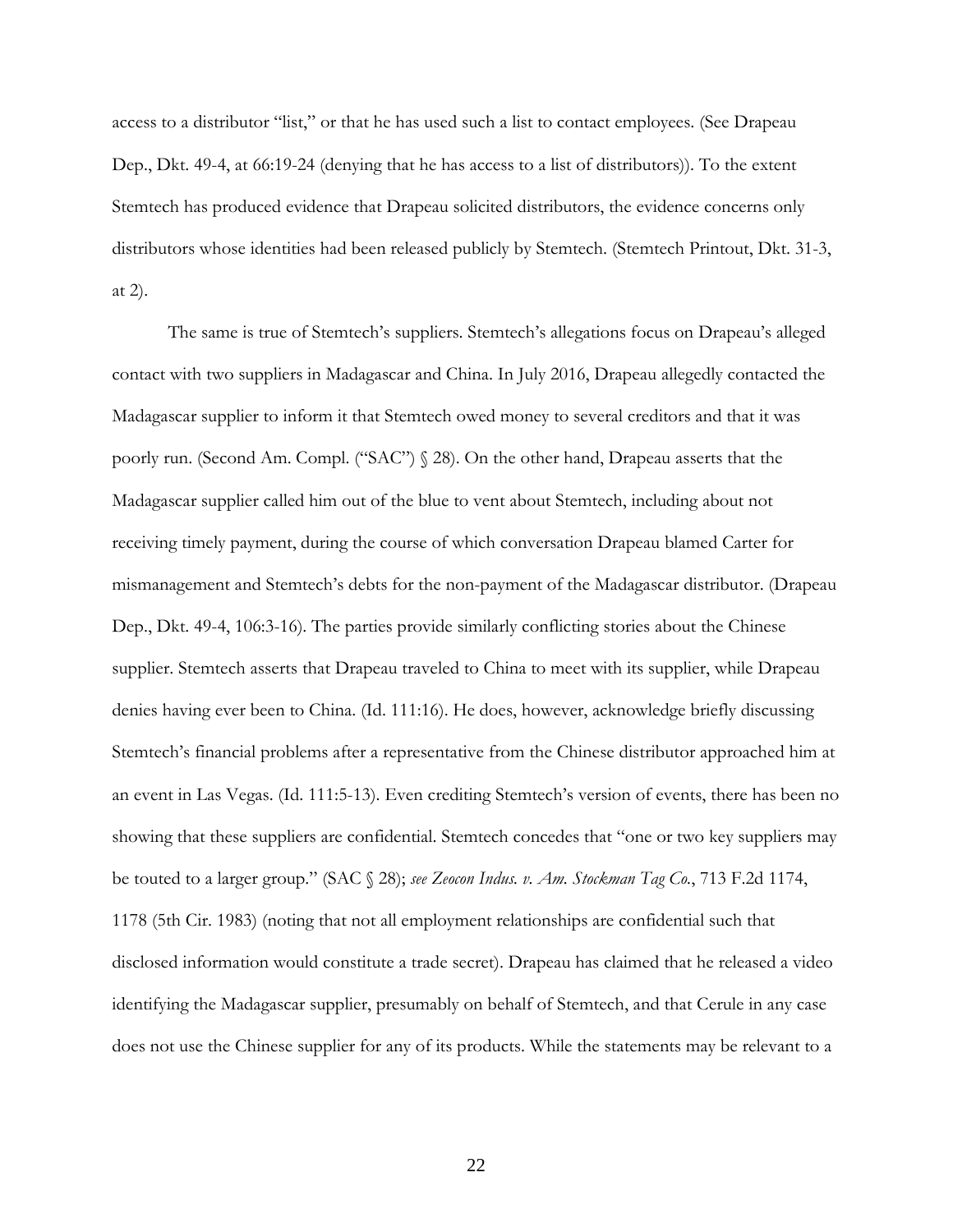access to a distributor "list," or that he has used such a list to contact employees. (See Drapeau Dep., Dkt. 49-4, at 66:19-24 (denying that he has access to a list of distributors)). To the extent Stemtech has produced evidence that Drapeau solicited distributors, the evidence concerns only distributors whose identities had been released publicly by Stemtech. (Stemtech Printout, Dkt. 31-3, at 2).

The same is true of Stemtech's suppliers. Stemtech's allegations focus on Drapeau's alleged contact with two suppliers in Madagascar and China. In July 2016, Drapeau allegedly contacted the Madagascar supplier to inform it that Stemtech owed money to several creditors and that it was poorly run. (Second Am. Compl. ("SAC") § 28). On the other hand, Drapeau asserts that the Madagascar supplier called him out of the blue to vent about Stemtech, including about not receiving timely payment, during the course of which conversation Drapeau blamed Carter for mismanagement and Stemtech's debts for the non-payment of the Madagascar distributor. (Drapeau Dep., Dkt. 49-4, 106:3-16). The parties provide similarly conflicting stories about the Chinese supplier. Stemtech asserts that Drapeau traveled to China to meet with its supplier, while Drapeau denies having ever been to China. (Id. 111:16). He does, however, acknowledge briefly discussing Stemtech's financial problems after a representative from the Chinese distributor approached him at an event in Las Vegas. (Id. 111:5-13). Even crediting Stemtech's version of events, there has been no showing that these suppliers are confidential. Stemtech concedes that "one or two key suppliers may be touted to a larger group." (SAC § 28); *see Zeocon Indus. v. Am. Stockman Tag Co.*, 713 F.2d 1174, 1178 (5th Cir. 1983) (noting that not all employment relationships are confidential such that disclosed information would constitute a trade secret). Drapeau has claimed that he released a video identifying the Madagascar supplier, presumably on behalf of Stemtech, and that Cerule in any case does not use the Chinese supplier for any of its products. While the statements may be relevant to a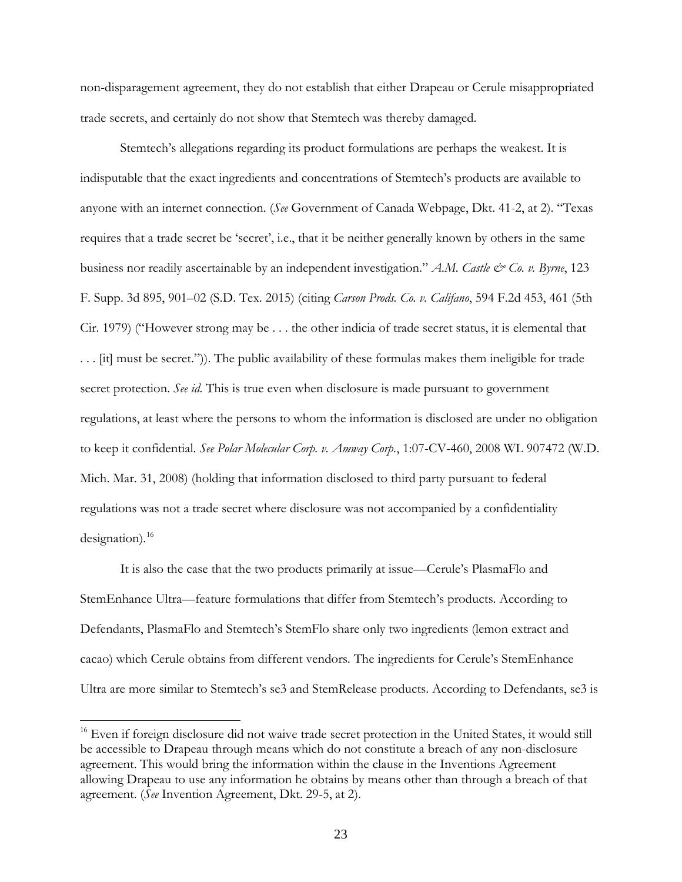non-disparagement agreement, they do not establish that either Drapeau or Cerule misappropriated trade secrets, and certainly do not show that Stemtech was thereby damaged.

Stemtech's allegations regarding its product formulations are perhaps the weakest. It is indisputable that the exact ingredients and concentrations of Stemtech's products are available to anyone with an internet connection. (*See* Government of Canada Webpage, Dkt. 41-2, at 2). "Texas requires that a trade secret be 'secret', i.e., that it be neither generally known by others in the same business nor readily ascertainable by an independent investigation." *A.M. Castle & Co. v. Byrne*, 123 F. Supp. 3d 895, 901–02 (S.D. Tex. 2015) (citing *Carson Prods. Co. v. Califano*, 594 F.2d 453, 461 (5th Cir. 1979) ("However strong may be . . . the other indicia of trade secret status, it is elemental that . . . [it] must be secret.")). The public availability of these formulas makes them ineligible for trade secret protection. *See id.* This is true even when disclosure is made pursuant to government regulations, at least where the persons to whom the information is disclosed are under no obligation to keep it confidential. *See Polar Molecular Corp. v. Amway Corp.*, 1:07-CV-460, 2008 WL 907472 (W.D. Mich. Mar. 31, 2008) (holding that information disclosed to third party pursuant to federal regulations was not a trade secret where disclosure was not accompanied by a confidentiality designation).[16]

It is also the case that the two products primarily at issue—Cerule's PlasmaFlo and StemEnhance Ultra—feature formulations that differ from Stemtech's products. According to Defendants, PlasmaFlo and Stemtech's StemFlo share only two ingredients (lemon extract and cacao) which Cerule obtains from different vendors. The ingredients for Cerule's StemEnhance Ultra are more similar to Stemtech's se3 and StemRelease products. According to Defendants, se3 is

[16] Even if foreign disclosure did not waive trade secret protection in the United States, it would still be accessible to Drapeau through means which do not constitute a breach of any non-disclosure agreement. This would bring the information within the clause in the Inventions Agreement allowing Drapeau to use any information he obtains by means other than through a breach of that agreement. (*See* Invention Agreement, Dkt. 29-5, at 2).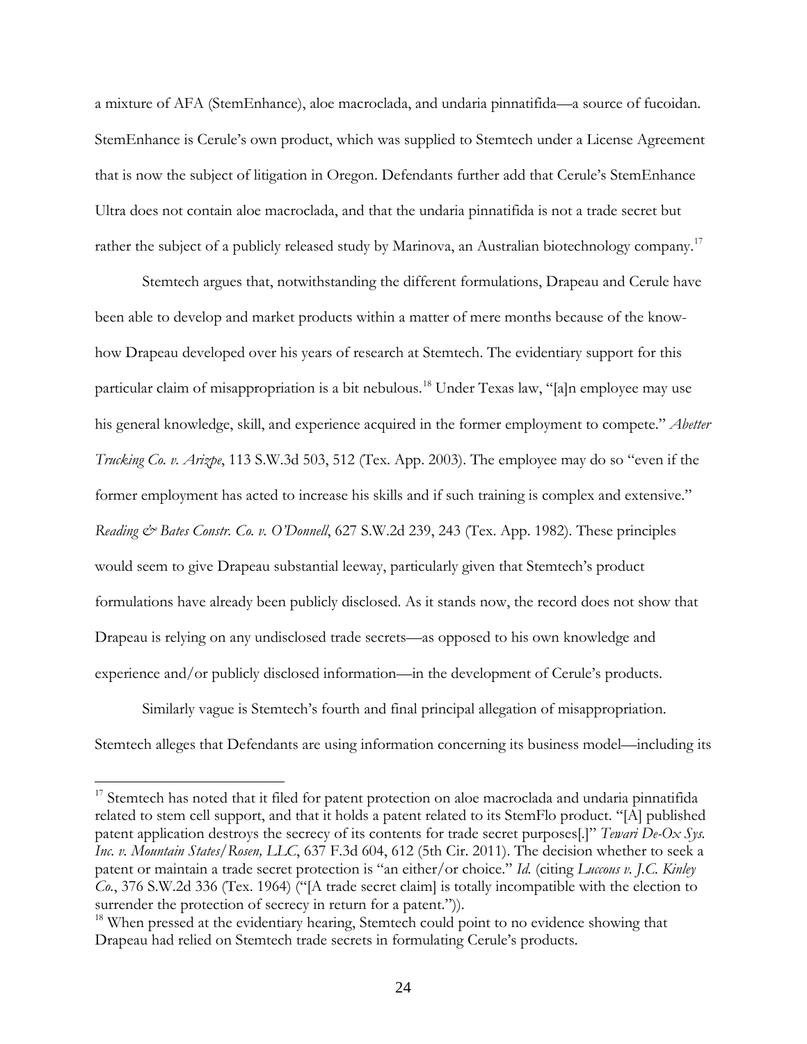a mixture of AFA (StemEnhance), aloe macroclada, and undaria pinnatifida—a source of fucoidan. StemEnhance is Cerule's own product, which was supplied to Stemtech under a License Agreement that is now the subject of litigation in Oregon. Defendants further add that Cerule's StemEnhance Ultra does not contain aloe macroclada, and that the undaria pinnatifida is not a trade secret but rather the subject of a publicly released study by Marinova, an Australian biotechnology company.[17]

Stemtech argues that, notwithstanding the different formulations, Drapeau and Cerule have been able to develop and market products within a matter of mere months because of the know-how Drapeau developed over his years of research at Stemtech. The evidentiary support for this particular claim of misappropriation is a bit nebulous.[18] Under Texas law, "[a]n employee may use his general knowledge, skill, and experience acquired in the former employment to compete." *Abetter Trucking Co. v. Arizpe*, 113 S.W.3d 503, 512 (Tex. App. 2003). The employee may do so "even if the former employment has acted to increase his skills and if such training is complex and extensive." *Reading & Bates Constr. Co. v. O'Donnell*, 627 S.W.2d 239, 243 (Tex. App. 1982). These principles would seem to give Drapeau substantial leeway, particularly given that Stemtech's product formulations have already been publicly disclosed. As it stands now, the record does not show that Drapeau is relying on any undisclosed trade secrets—as opposed to his own knowledge and experience and/or publicly disclosed information—in the development of Cerule's products.

Similarly vague is Stemtech's fourth and final principal allegation of misappropriation. Stemtech alleges that Defendants are using information concerning its business model—including its

---

[17] Stemtech has noted that it filed for patent protection on aloe macroclada and undaria pinnatifida related to stem cell support, and that it holds a patent related to its StemFlo product. "[A] published patent application destroys the secrecy of its contents for trade secret purposes[.]" *Tewari De-Ox Sys. Inc. v. Mountain States/Rosen, LLC*, 637 F.3d 604, 612 (5th Cir. 2011). The decision whether to seek a patent or maintain a trade secret protection is "an either/or choice." *Id.* (citing *Luccous v. J.C. Kinley Co.*, 376 S.W.2d 336 (Tex. 1964) ("[A trade secret claim] is totally incompatible with the election to surrender the protection of secrecy in return for a patent.")).

[18] When pressed at the evidentiary hearing, Stemtech could point to no evidence showing that Drapeau had relied on Stemtech trade secrets in formulating Cerule's products.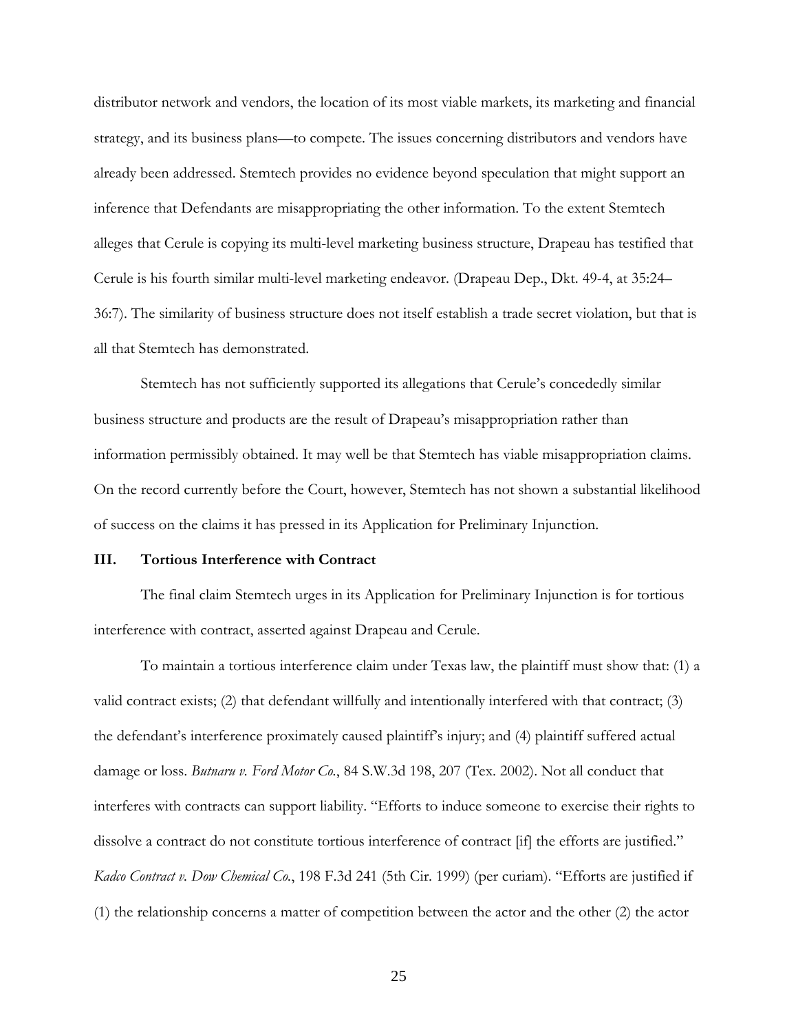distributor network and vendors, the location of its most viable markets, its marketing and financial strategy, and its business plans—to compete. The issues concerning distributors and vendors have already been addressed. Stemtech provides no evidence beyond speculation that might support an inference that Defendants are misappropriating the other information. To the extent Stemtech alleges that Cerule is copying its multi-level marketing business structure, Drapeau has testified that Cerule is his fourth similar multi-level marketing endeavor. (Drapeau Dep., Dkt. 49-4, at 35:24–36:7). The similarity of business structure does not itself establish a trade secret violation, but that is all that Stemtech has demonstrated.

Stemtech has not sufficiently supported its allegations that Cerule's concededly similar business structure and products are the result of Drapeau's misappropriation rather than information permissibly obtained. It may well be that Stemtech has viable misappropriation claims. On the record currently before the Court, however, Stemtech has not shown a substantial likelihood of success on the claims it has pressed in its Application for Preliminary Injunction.

## III. Tortious Interference with Contract

The final claim Stemtech urges in its Application for Preliminary Injunction is for tortious interference with contract, asserted against Drapeau and Cerule.

To maintain a tortious interference claim under Texas law, the plaintiff must show that: (1) a valid contract exists; (2) that defendant willfully and intentionally interfered with that contract; (3) the defendant's interference proximately caused plaintiff's injury; and (4) plaintiff suffered actual damage or loss. *Butnaru v. Ford Motor Co.*, 84 S.W.3d 198, 207 (Tex. 2002). Not all conduct that interferes with contracts can support liability. "Efforts to induce someone to exercise their rights to dissolve a contract do not constitute tortious interference of contract [if] the efforts are justified." *Kadco Contract v. Dow Chemical Co.*, 198 F.3d 241 (5th Cir. 1999) (per curiam). "Efforts are justified if (1) the relationship concerns a matter of competition between the actor and the other (2) the actor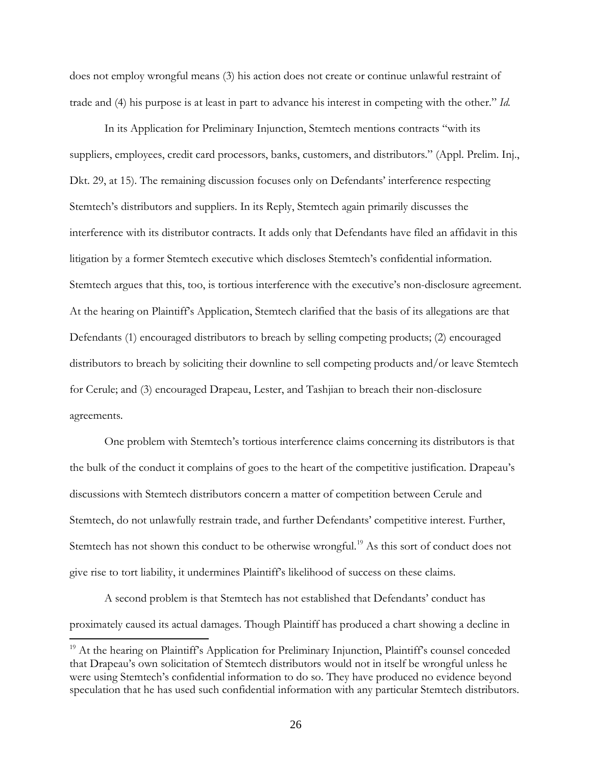does not employ wrongful means (3) his action does not create or continue unlawful restraint of trade and (4) his purpose is at least in part to advance his interest in competing with the other." *Id.*

In its Application for Preliminary Injunction, Stemtech mentions contracts "with its suppliers, employees, credit card processors, banks, customers, and distributors." (Appl. Prelim. Inj., Dkt. 29, at 15). The remaining discussion focuses only on Defendants' interference respecting Stemtech's distributors and suppliers. In its Reply, Stemtech again primarily discusses the interference with its distributor contracts. It adds only that Defendants have filed an affidavit in this litigation by a former Stemtech executive which discloses Stemtech's confidential information. Stemtech argues that this, too, is tortious interference with the executive's non-disclosure agreement. At the hearing on Plaintiff's Application, Stemtech clarified that the basis of its allegations are that Defendants (1) encouraged distributors to breach by selling competing products; (2) encouraged distributors to breach by soliciting their downline to sell competing products and/or leave Stemtech for Cerule; and (3) encouraged Drapeau, Lester, and Tashjian to breach their non-disclosure agreements.

One problem with Stemtech's tortious interference claims concerning its distributors is that the bulk of the conduct it complains of goes to the heart of the competitive justification. Drapeau's discussions with Stemtech distributors concern a matter of competition between Cerule and Stemtech, do not unlawfully restrain trade, and further Defendants' competitive interest. Further, Stemtech has not shown this conduct to be otherwise wrongful.[19] As this sort of conduct does not give rise to tort liability, it undermines Plaintiff's likelihood of success on these claims.

A second problem is that Stemtech has not established that Defendants' conduct has proximately caused its actual damages. Though Plaintiff has produced a chart showing a decline in

[19] At the hearing on Plaintiff's Application for Preliminary Injunction, Plaintiff's counsel conceded that Drapeau's own solicitation of Stemtech distributors would not in itself be wrongful unless he were using Stemtech's confidential information to do so. They have produced no evidence beyond speculation that he has used such confidential information with any particular Stemtech distributors.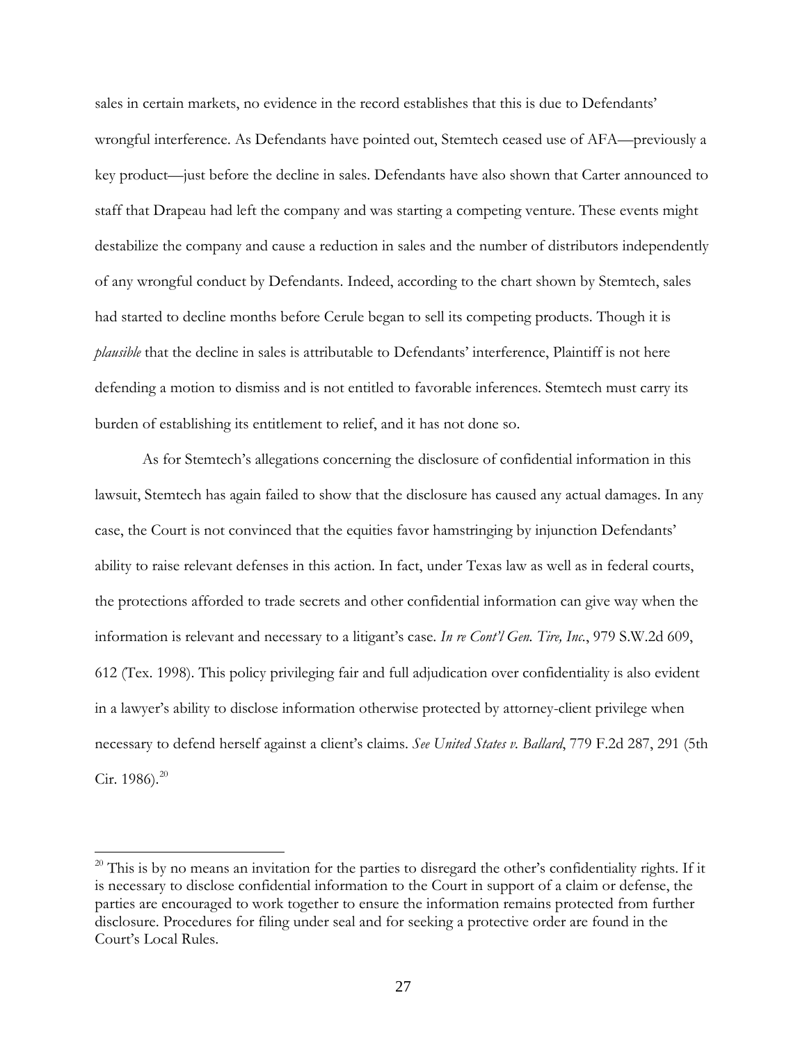sales in certain markets, no evidence in the record establishes that this is due to Defendants' wrongful interference. As Defendants have pointed out, Stemtech ceased use of AFA—previously a key product—just before the decline in sales. Defendants have also shown that Carter announced to staff that Drapeau had left the company and was starting a competing venture. These events might destabilize the company and cause a reduction in sales and the number of distributors independently of any wrongful conduct by Defendants. Indeed, according to the chart shown by Stemtech, sales had started to decline months before Cerule began to sell its competing products. Though it is *plausible* that the decline in sales is attributable to Defendants' interference, Plaintiff is not here defending a motion to dismiss and is not entitled to favorable inferences. Stemtech must carry its burden of establishing its entitlement to relief, and it has not done so.

As for Stemtech's allegations concerning the disclosure of confidential information in this lawsuit, Stemtech has again failed to show that the disclosure has caused any actual damages. In any case, the Court is not convinced that the equities favor hamstringing by injunction Defendants' ability to raise relevant defenses in this action. In fact, under Texas law as well as in federal courts, the protections afforded to trade secrets and other confidential information can give way when the information is relevant and necessary to a litigant's case. *In re Cont'l Gen. Tire, Inc.*, 979 S.W.2d 609, 612 (Tex. 1998). This policy privileging fair and full adjudication over confidentiality is also evident in a lawyer's ability to disclose information otherwise protected by attorney-client privilege when necessary to defend herself against a client's claims. *See United States v. Ballard*, 779 F.2d 287, 291 (5th Cir. 1986).[20]

---

[20] This is by no means an invitation for the parties to disregard the other's confidentiality rights. If it is necessary to disclose confidential information to the Court in support of a claim or defense, the parties are encouraged to work together to ensure the information remains protected from further disclosure. Procedures for filing under seal and for seeking a protective order are found in the Court's Local Rules.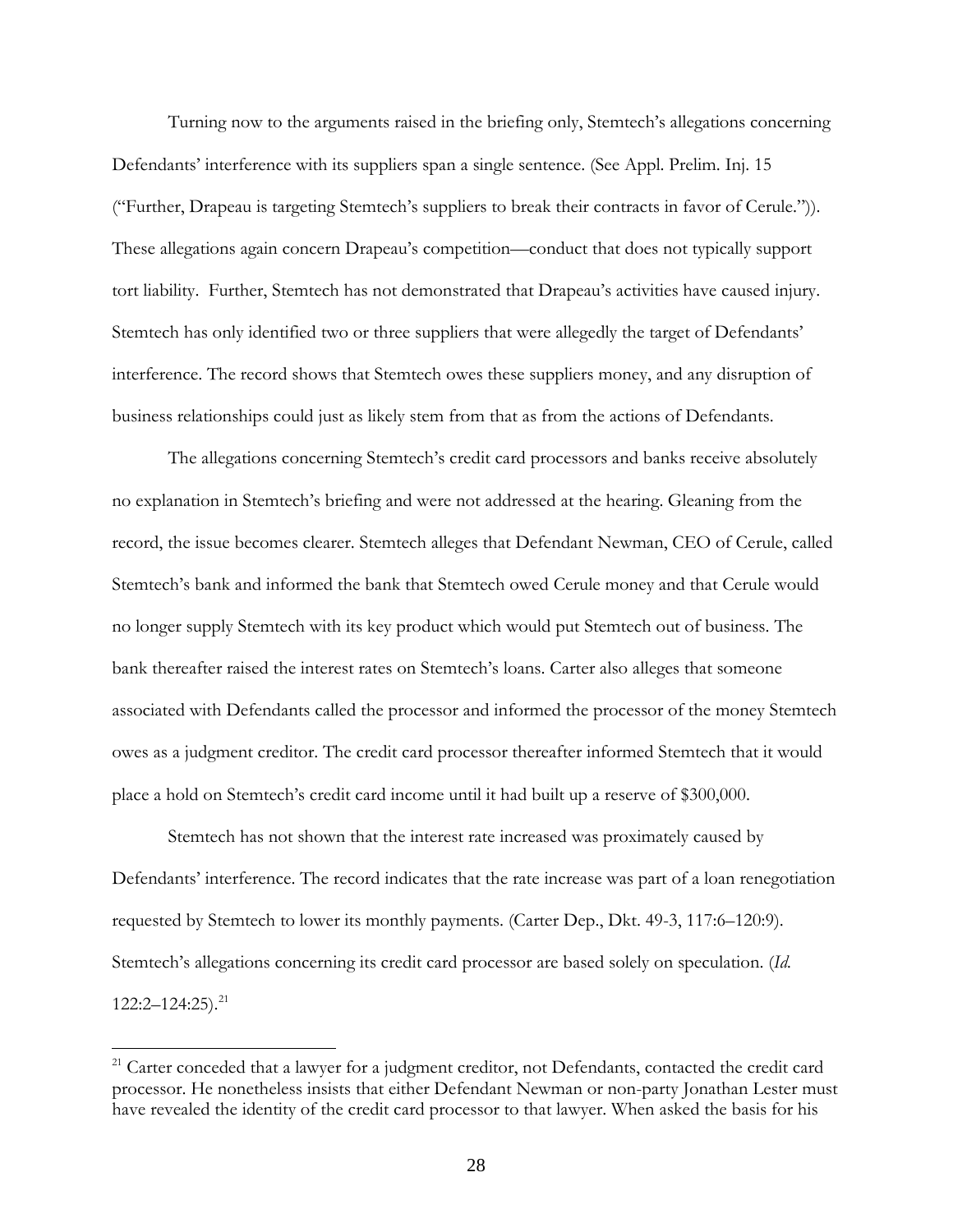Turning now to the arguments raised in the briefing only, Stemtech's allegations concerning Defendants' interference with its suppliers span a single sentence. (See Appl. Prelim. Inj. 15 ("Further, Drapeau is targeting Stemtech's suppliers to break their contracts in favor of Cerule.")). These allegations again concern Drapeau's competition—conduct that does not typically support tort liability. Further, Stemtech has not demonstrated that Drapeau's activities have caused injury. Stemtech has only identified two or three suppliers that were allegedly the target of Defendants' interference. The record shows that Stemtech owes these suppliers money, and any disruption of business relationships could just as likely stem from that as from the actions of Defendants.

The allegations concerning Stemtech's credit card processors and banks receive absolutely no explanation in Stemtech's briefing and were not addressed at the hearing. Gleaning from the record, the issue becomes clearer. Stemtech alleges that Defendant Newman, CEO of Cerule, called Stemtech's bank and informed the bank that Stemtech owed Cerule money and that Cerule would no longer supply Stemtech with its key product which would put Stemtech out of business. The bank thereafter raised the interest rates on Stemtech's loans. Carter also alleges that someone associated with Defendants called the processor and informed the processor of the money Stemtech owes as a judgment creditor. The credit card processor thereafter informed Stemtech that it would place a hold on Stemtech's credit card income until it had built up a reserve of $300,000.

Stemtech has not shown that the interest rate increased was proximately caused by Defendants' interference. The record indicates that the rate increase was part of a loan renegotiation requested by Stemtech to lower its monthly payments. (Carter Dep., Dkt. 49-3, 117:6–120:9). Stemtech's allegations concerning its credit card processor are based solely on speculation. (*Id.* 122:2–124:25).[21]

---

[21] Carter conceded that a lawyer for a judgment creditor, not Defendants, contacted the credit card processor. He nonetheless insists that either Defendant Newman or non-party Jonathan Lester must have revealed the identity of the credit card processor to that lawyer. When asked the basis for his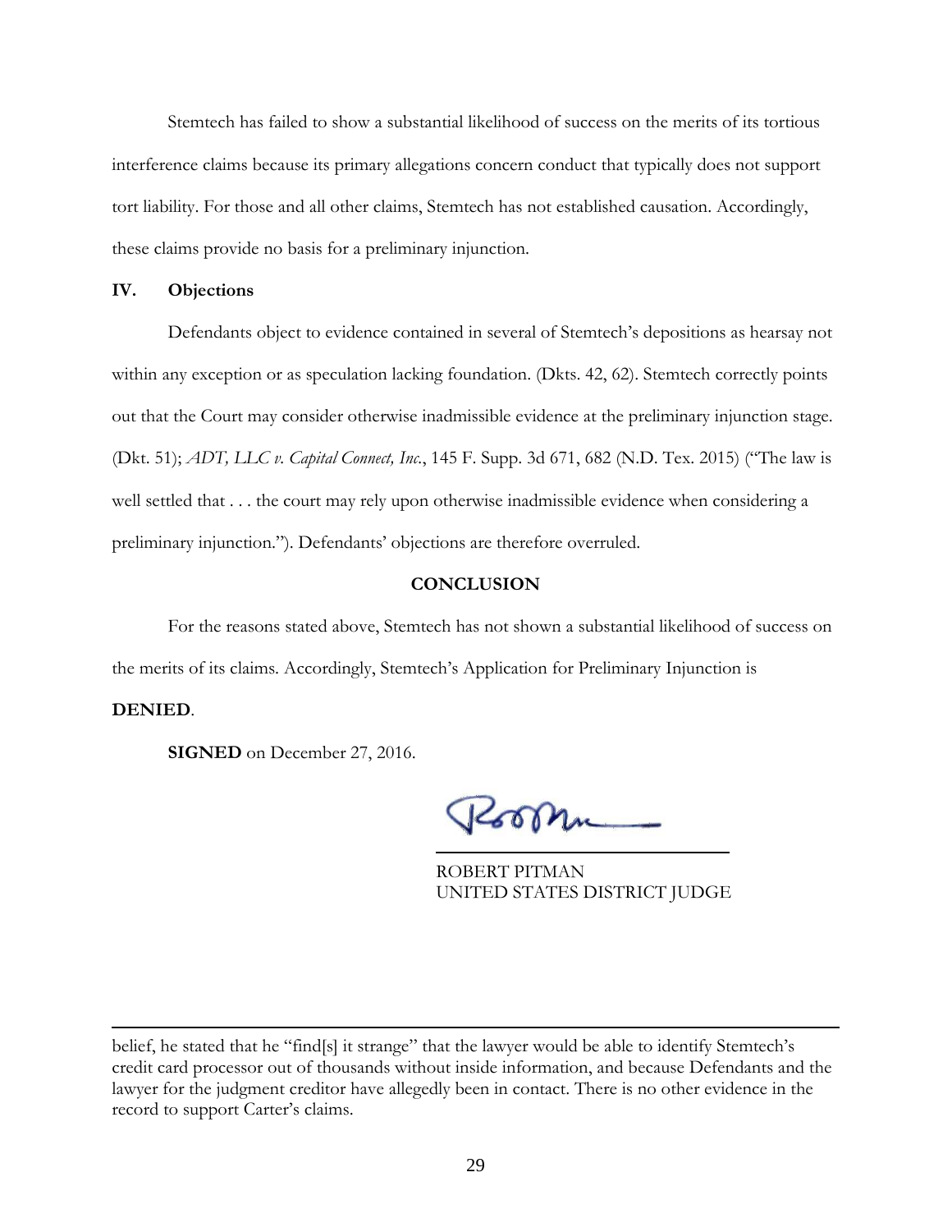Stemtech has failed to show a substantial likelihood of success on the merits of its tortious interference claims because its primary allegations concern conduct that typically does not support tort liability. For those and all other claims, Stemtech has not established causation. Accordingly, these claims provide no basis for a preliminary injunction.

## IV. Objections

Defendants object to evidence contained in several of Stemtech's depositions as hearsay not within any exception or as speculation lacking foundation. (Dkts. 42, 62). Stemtech correctly points out that the Court may consider otherwise inadmissible evidence at the preliminary injunction stage. (Dkt. 51); *ADT, LLC v. Capital Connect, Inc.*, 145 F. Supp. 3d 671, 682 (N.D. Tex. 2015) ("The law is well settled that . . . the court may rely upon otherwise inadmissible evidence when considering a preliminary injunction."). Defendants' objections are therefore overruled.

## CONCLUSION

For the reasons stated above, Stemtech has not shown a substantial likelihood of success on the merits of its claims. Accordingly, Stemtech's Application for Preliminary Injunction is **DENIED**.

**SIGNED** on December 27, 2016.

ROBERT PITMAN
UNITED STATES DISTRICT JUDGE

---

belief, he stated that he "find[s] it strange" that the lawyer would be able to identify Stemtech's credit card processor out of thousands without inside information, and because Defendants and the lawyer for the judgment creditor have allegedly been in contact. There is no other evidence in the record to support Carter's claims.